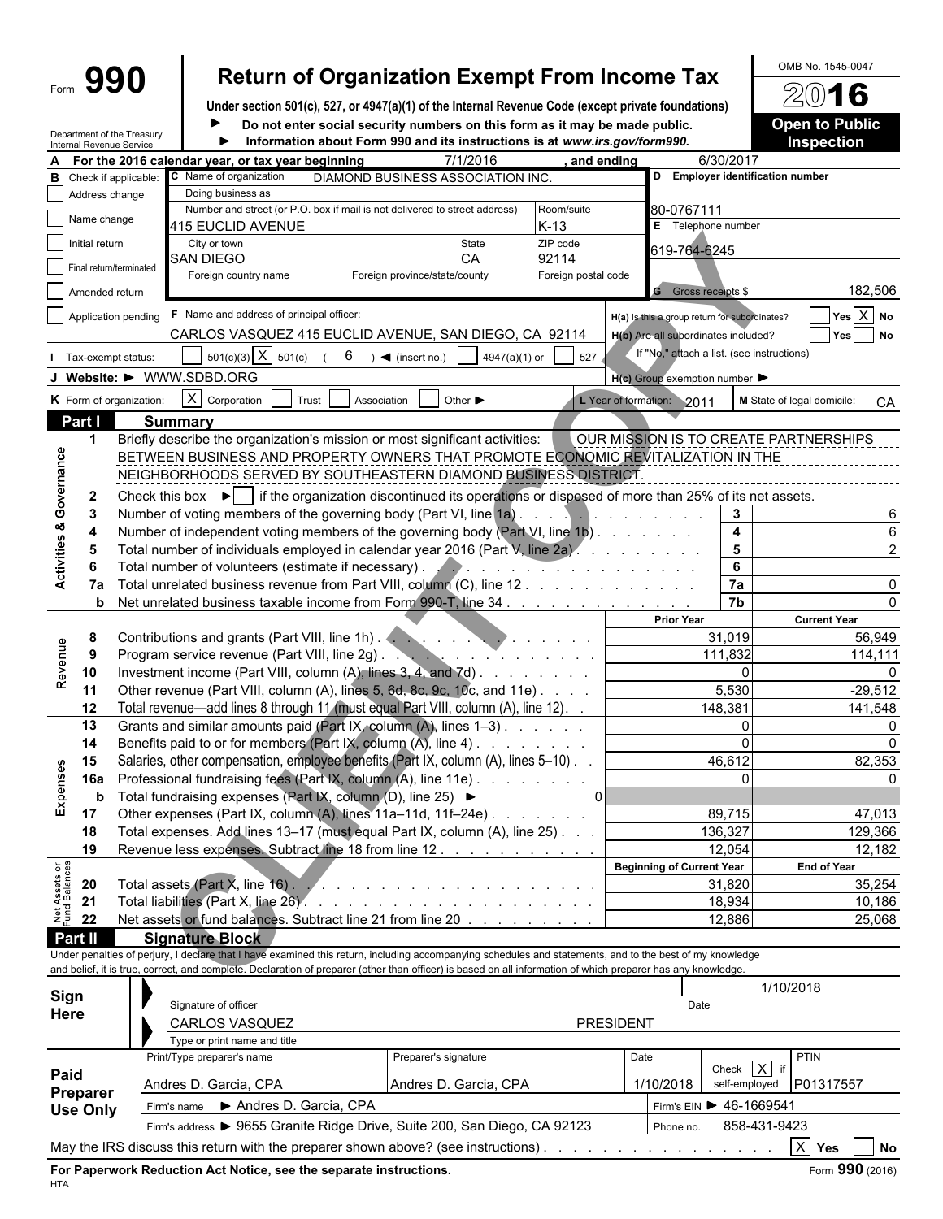# Form 990 — Return of Organization Exempt From Income Tax

**Under section 501(c), 527, or 4947(a)(1) of the Internal Revenue Code (except private foundations)**

▶ Do not enter social security numbers on this form as it may be made public.
▶ Information about Form 990 and its instructions is at *www.irs.gov/form990.*

Department of the Treasury
Internal Revenue Service

OMB No. 1545-0047

**2016**

**Open to Public Inspection**

**A** For the 2016 calendar year, or tax year beginning 7/1/2016, and ending 6/30/2017

**B** Check if applicable:
- [ ] Address change
- [ ] Name change
- [ ] Initial return
- [ ] Final return/terminated
- [ ] Amended return
- [ ] Application pending

**C** Name of organization: DIAMOND BUSINESS ASSOCIATION INC.
Doing business as
Number and street (or P.O. box if mail is not delivered to street address): 415 EUCLID AVENUE — Room/suite: K-13
City or town: SAN DIEGO — State: CA — ZIP code: 92114
Foreign country name — Foreign province/state/county — Foreign postal code

**D** Employer identification number: 80-0767111

**E** Telephone number: 619-764-6245

**G** Gross receipts $ 182,506

**F** Name and address of principal officer: CARLOS VASQUEZ 415 EUCLID AVENUE, SAN DIEGO, CA 92114

**H(a)** Is this a group return for subordinates? [ ] Yes [X] No
**H(b)** Are all subordinates included? [ ] Yes [ ] No
If "No," attach a list. (see instructions)
**H(c)** Group exemption number ▶

**I** Tax-exempt status: [ ] 501(c)(3) [X] 501(c) ( 6 ) ◀ (insert no.) [ ] 4947(a)(1) or [ ] 527

**J** Website: ▶ WWW.SDBD.ORG

**K** Form of organization: [X] Corporation [ ] Trust [ ] Association [ ] Other ▶

**L** Year of formation: 2011 **M** State of legal domicile: CA

## Part I Summary

### Activities & Governance

1 Briefly describe the organization's mission or most significant activities: OUR MISSION IS TO CREATE PARTNERSHIPS BETWEEN BUSINESS AND PROPERTY OWNERS THAT PROMOTE ECONOMIC REVITALIZATION IN THE NEIGHBORHOODS SERVED BY SOUTHEASTERN DIAMOND BUSINESS DISTRICT.

2 Check this box ▶ [ ] if the organization discontinued its operations or disposed of more than 25% of its net assets.

| | | | |
|---|---|---|---|
| 3 | Number of voting members of the governing body (Part VI, line 1a) | 3 | 6 |
| 4 | Number of independent voting members of the governing body (Part VI, line 1b) | 4 | 6 |
| 5 | Total number of individuals employed in calendar year 2016 (Part V, line 2a) | 5 | 2 |
| 6 | Total number of volunteers (estimate if necessary) | 6 | |
| 7a | Total unrelated business revenue from Part VIII, column (C), line 12 | 7a | 0 |
| b | Net unrelated business taxable income from Form 990-T, line 34 | 7b | 0 |

### Revenue / Expenses

| | | Prior Year | Current Year |
|---|---|---|---|
| 8 | Contributions and grants (Part VIII, line 1h) | 31,019 | 56,949 |
| 9 | Program service revenue (Part VIII, line 2g) | 111,832 | 114,111 |
| 10 | Investment income (Part VIII, column (A), lines 3, 4, and 7d) | 0 | 0 |
| 11 | Other revenue (Part VIII, column (A), lines 5, 6d, 8c, 9c, 10c, and 11e) | 5,530 | -29,512 |
| 12 | Total revenue—add lines 8 through 11 (must equal Part VIII, column (A), line 12) | 148,381 | 141,548 |
| 13 | Grants and similar amounts paid (Part IX, column (A), lines 1–3) | 0 | 0 |
| 14 | Benefits paid to or for members (Part IX, column (A), line 4) | 0 | 0 |
| 15 | Salaries, other compensation, employee benefits (Part IX, column (A), lines 5–10) | 46,612 | 82,353 |
| 16a | Professional fundraising fees (Part IX, column (A), line 11e) | 0 | 0 |
| b | Total fundraising expenses (Part IX, column (D), line 25) ▶ 0 | | |
| 17 | Other expenses (Part IX, column (A), lines 11a–11d, 11f–24e) | 89,715 | 47,013 |
| 18 | Total expenses. Add lines 13–17 (must equal Part IX, column (A), line 25) | 136,327 | 129,366 |
| 19 | Revenue less expenses. Subtract line 18 from line 12 | 12,054 | 12,182 |

### Net Assets or Fund Balances

| | | Beginning of Current Year | End of Year |
|---|---|---|---|
| 20 | Total assets (Part X, line 16) | 31,820 | 35,254 |
| 21 | Total liabilities (Part X, line 26) | 18,934 | 10,186 |
| 22 | Net assets or fund balances. Subtract line 21 from line 20 | 12,886 | 25,068 |

## Part II Signature Block

Under penalties of perjury, I declare that I have examined this return, including accompanying schedules and statements, and to the best of my knowledge and belief, it is true, correct, and complete. Declaration of preparer (other than officer) is based on all information of which preparer has any knowledge.

**Sign Here**
Signature of officer — Date: 1/10/2018
CARLOS VASQUEZ PRESIDENT
Type or print name and title

**Paid Preparer Use Only**

| Print/Type preparer's name | Preparer's signature | Date | Check [X] if self-employed | PTIN |
|---|---|---|---|---|
| Andres D. Garcia, CPA | Andres D. Garcia, CPA | 1/10/2018 | | P01317557 |

Firm's name ▶ Andres D. Garcia, CPA — Firm's EIN ▶ 46-1669541
Firm's address ▶ 9655 Granite Ridge Drive, Suite 200, San Diego, CA 92123 — Phone no. 858-431-9423

May the IRS discuss this return with the preparer shown above? (see instructions) [X] Yes [ ] No

**For Paperwork Reduction Act Notice, see the separate instructions.** Form **990** (2016)

HTA

CLIENT COPY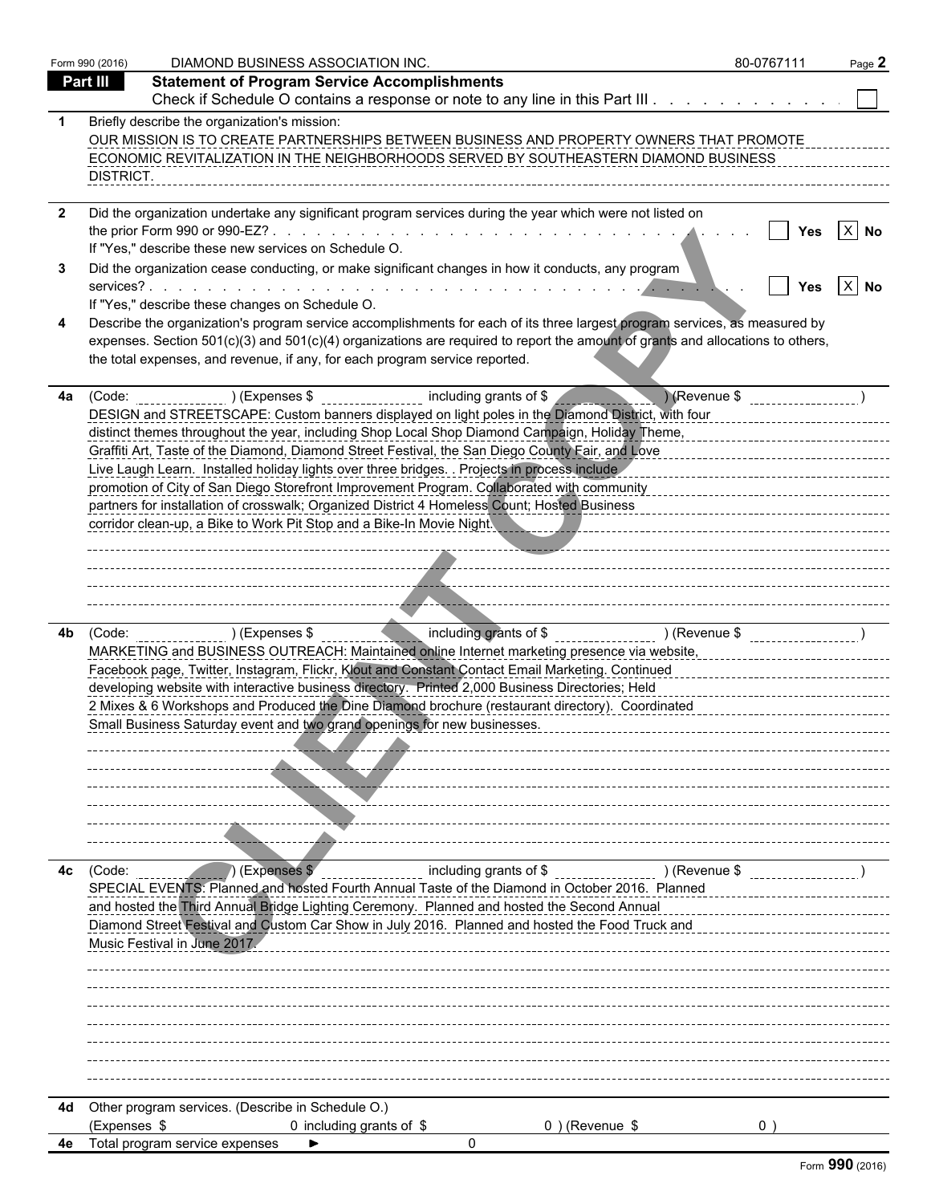Form 990 (2016) DIAMOND BUSINESS ASSOCIATION INC. 80-0767111 Page **2**

## Part III — Statement of Program Service Accomplishments

Check if Schedule O contains a response or note to any line in this Part III . . . . . . . . . . . . ☐

**1** Briefly describe the organization's mission:

OUR MISSION IS TO CREATE PARTNERSHIPS BETWEEN BUSINESS AND PROPERTY OWNERS THAT PROMOTE ECONOMIC REVITALIZATION IN THE NEIGHBORHOODS SERVED BY SOUTHEASTERN DIAMOND BUSINESS DISTRICT.

**2** Did the organization undertake any significant program services during the year which were not listed on the prior Form 990 or 990-EZ? . . . . . . . . . . ☐ Yes ☒ No

If "Yes," describe these new services on Schedule O.

**3** Did the organization cease conducting, or make significant changes in how it conducts, any program services? . . . . . . . . . . ☐ Yes ☒ No

If "Yes," describe these changes on Schedule O.

**4** Describe the organization's program service accomplishments for each of its three largest program services, as measured by expenses. Section 501(c)(3) and 501(c)(4) organizations are required to report the amount of grants and allocations to others, the total expenses, and revenue, if any, for each program service reported.

**4a** (Code: ) (Expenses $ including grants of $ ) (Revenue $ )

DESIGN and STREETSCAPE: Custom banners displayed on light poles in the Diamond District, with four distinct themes throughout the year, including Shop Local Shop Diamond Campaign, Holiday Theme, Graffiti Art, Taste of the Diamond, Diamond Street Festival, the San Diego County Fair, and Love Live Laugh Learn. Installed holiday lights over three bridges. . Projects in process include promotion of City of San Diego Storefront Improvement Program. Collaborated with community partners for installation of crosswalk; Organized District 4 Homeless Count; Hosted Business corridor clean-up, a Bike to Work Pit Stop and a Bike-In Movie Night.

**4b** (Code: ) (Expenses $ including grants of $ ) (Revenue $ )

MARKETING and BUSINESS OUTREACH: Maintained online Internet marketing presence via website, Facebook page, Twitter, Instagram, Flickr, Klout and Constant Contact Email Marketing. Continued developing website with interactive business directory. Printed 2,000 Business Directories; Held 2 Mixes & 6 Workshops and Produced the Dine Diamond brochure (restaurant directory). Coordinated Small Business Saturday event and two grand openings for new businesses.

**4c** (Code: ) (Expenses $ including grants of $ ) (Revenue $ )

SPECIAL EVENTS: Planned and hosted Fourth Annual Taste of the Diamond in October 2016. Planned and hosted the Third Annual Bridge Lighting Ceremony. Planned and hosted the Second Annual Diamond Street Festival and Custom Car Show in July 2016. Planned and hosted the Food Truck and Music Festival in June 2017.

**4d** Other program services. (Describe in Schedule O.)

(Expenses $ 0 including grants of $ 0 ) (Revenue $ 0 )

**4e** Total program service expenses ► 0

Form **990** (2016)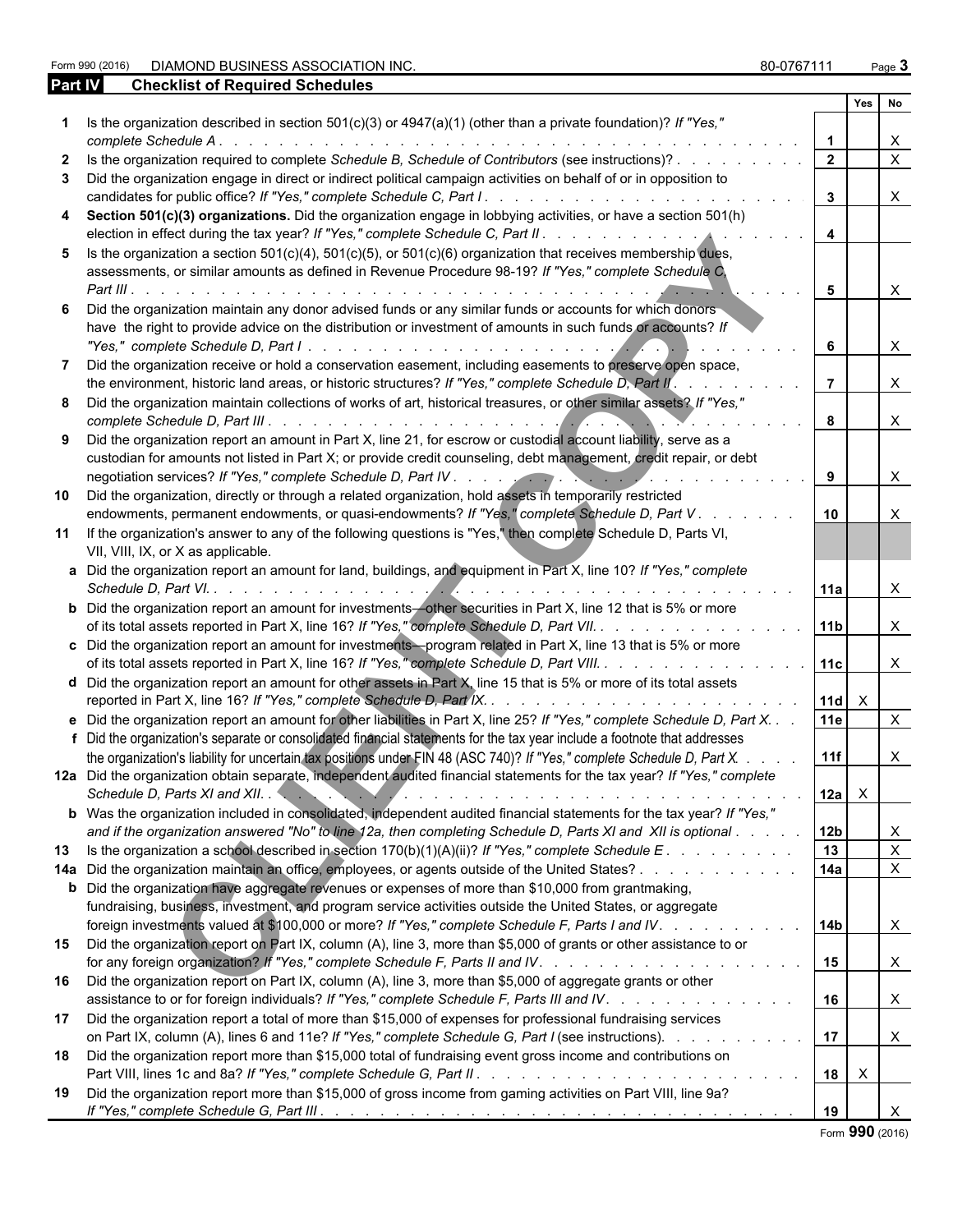Form 990 (2016) DIAMOND BUSINESS ASSOCIATION INC. 80-0767111

## Part IV Checklist of Required Schedules

| | | | Yes | No |
|---|---|---|---|---|
| **1** | Is the organization described in section 501(c)(3) or 4947(a)(1) (other than a private foundation)? *If "Yes," complete Schedule A* | 1 | | X |
| **2** | Is the organization required to complete *Schedule B, Schedule of Contributors* (see instructions)? | 2 | | X |
| **3** | Did the organization engage in direct or indirect political campaign activities on behalf of or in opposition to candidates for public office? *If "Yes," complete Schedule C, Part I* | 3 | | X |
| **4** | **Section 501(c)(3) organizations.** Did the organization engage in lobbying activities, or have a section 501(h) election in effect during the tax year? *If "Yes," complete Schedule C, Part II* | 4 | | |
| **5** | Is the organization a section 501(c)(4), 501(c)(5), or 501(c)(6) organization that receives membership dues, assessments, or similar amounts as defined in Revenue Procedure 98-19? *If "Yes," complete Schedule C, Part III* | 5 | | X |
| **6** | Did the organization maintain any donor advised funds or any similar funds or accounts for which donors have the right to provide advice on the distribution or investment of amounts in such funds or accounts? *If "Yes," complete Schedule D, Part I* | 6 | | X |
| **7** | Did the organization receive or hold a conservation easement, including easements to preserve open space, the environment, historic land areas, or historic structures? *If "Yes," complete Schedule D, Part II* | 7 | | X |
| **8** | Did the organization maintain collections of works of art, historical treasures, or other similar assets? *If "Yes," complete Schedule D, Part III* | 8 | | X |
| **9** | Did the organization report an amount in Part X, line 21, for escrow or custodial account liability, serve as a custodian for amounts not listed in Part X; or provide credit counseling, debt management, credit repair, or debt negotiation services? *If "Yes," complete Schedule D, Part IV* | 9 | | X |
| **10** | Did the organization, directly or through a related organization, hold assets in temporarily restricted endowments, permanent endowments, or quasi-endowments? *If "Yes," complete Schedule D, Part V* | 10 | | X |
| **11** | If the organization's answer to any of the following questions is "Yes," then complete Schedule D, Parts VI, VII, VIII, IX, or X as applicable. | | | |
| **a** | Did the organization report an amount for land, buildings, and equipment in Part X, line 10? *If "Yes," complete Schedule D, Part VI.* | 11a | | X |
| **b** | Did the organization report an amount for investments—other securities in Part X, line 12 that is 5% or more of its total assets reported in Part X, line 16? *If "Yes," complete Schedule D, Part VII.* | 11b | | X |
| **c** | Did the organization report an amount for investments—program related in Part X, line 13 that is 5% or more of its total assets reported in Part X, line 16? *If "Yes," complete Schedule D, Part VIII.* | 11c | | X |
| **d** | Did the organization report an amount for other assets in Part X, line 15 that is 5% or more of its total assets reported in Part X, line 16? *If "Yes," complete Schedule D, Part IX.* | 11d | X | |
| **e** | Did the organization report an amount for other liabilities in Part X, line 25? *If "Yes," complete Schedule D, Part X.* | 11e | | X |
| **f** | Did the organization's separate or consolidated financial statements for the tax year include a footnote that addresses the organization's liability for uncertain tax positions under FIN 48 (ASC 740)? *If "Yes," complete Schedule D, Part X.* | 11f | | X |
| **12a** | Did the organization obtain separate, independent audited financial statements for the tax year? *If "Yes," complete Schedule D, Parts XI and XII.* | 12a | X | |
| **b** | Was the organization included in consolidated, independent audited financial statements for the tax year? *If "Yes," and if the organization answered "No" to line 12a, then completing Schedule D, Parts XI and XII is optional* | 12b | | X |
| **13** | Is the organization a school described in section 170(b)(1)(A)(ii)? *If "Yes," complete Schedule E* | 13 | | X |
| **14a** | Did the organization maintain an office, employees, or agents outside of the United States? | 14a | | X |
| **b** | Did the organization have aggregate revenues or expenses of more than $10,000 from grantmaking, fundraising, business, investment, and program service activities outside the United States, or aggregate foreign investments valued at $100,000 or more? *If "Yes," complete Schedule F, Parts I and IV.* | 14b | | X |
| **15** | Did the organization report on Part IX, column (A), line 3, more than $5,000 of grants or other assistance to or for any foreign organization? *If "Yes," complete Schedule F, Parts II and IV.* | 15 | | X |
| **16** | Did the organization report on Part IX, column (A), line 3, more than $5,000 of aggregate grants or other assistance to or for foreign individuals? *If "Yes," complete Schedule F, Parts III and IV.* | 16 | | X |
| **17** | Did the organization report a total of more than $15,000 of expenses for professional fundraising services on Part IX, column (A), lines 6 and 11e? *If "Yes," complete Schedule G, Part I* (see instructions) | 17 | | X |
| **18** | Did the organization report more than $15,000 total of fundraising event gross income and contributions on Part VIII, lines 1c and 8a? *If "Yes," complete Schedule G, Part II* | 18 | X | |
| **19** | Did the organization report more than $15,000 of gross income from gaming activities on Part VIII, line 9a? *If "Yes," complete Schedule G, Part III* | 19 | | X |

Form **990** (2016)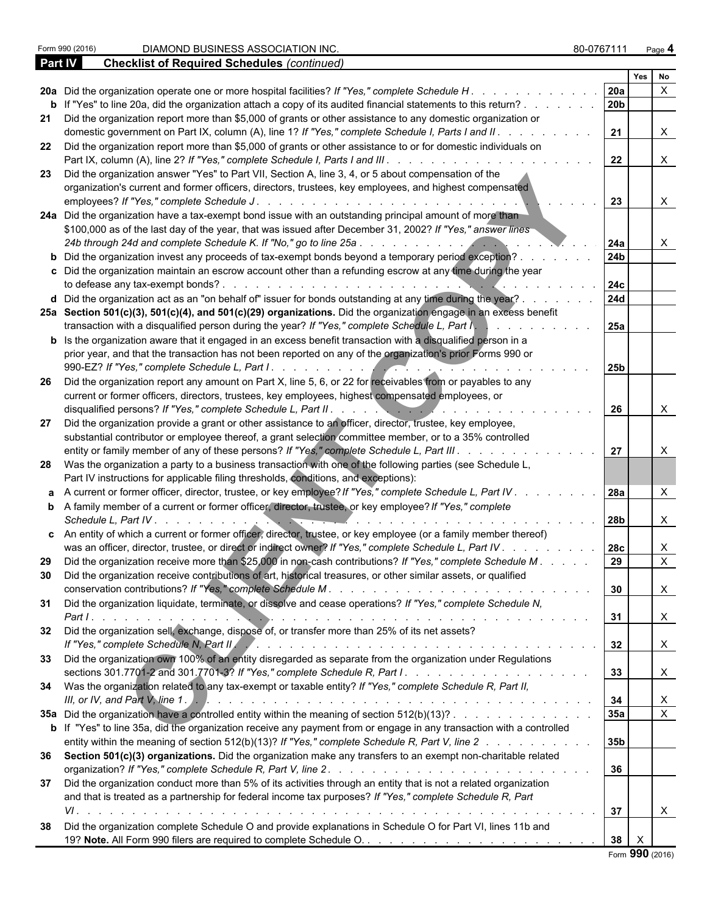Form 990 (2016) DIAMOND BUSINESS ASSOCIATION INC. 80-0767111 Page **4**

**Part IV Checklist of Required Schedules** *(continued)*

| | | | Yes | No |
|---|---|---|---|---|
| **20a** | Did the organization operate one or more hospital facilities? *If "Yes," complete Schedule H* | **20a** | | X |
| **b** | If "Yes" to line 20a, did the organization attach a copy of its audited financial statements to this return? | **20b** | | |
| **21** | Did the organization report more than $5,000 of grants or other assistance to any domestic organization or domestic government on Part IX, column (A), line 1? *If "Yes," complete Schedule I, Parts I and II* | **21** | | X |
| **22** | Did the organization report more than $5,000 of grants or other assistance to or for domestic individuals on Part IX, column (A), line 2? *If "Yes," complete Schedule I, Parts I and III* | **22** | | X |
| **23** | Did the organization answer "Yes" to Part VII, Section A, line 3, 4, or 5 about compensation of the organization's current and former officers, directors, trustees, key employees, and highest compensated employees? *If "Yes," complete Schedule J* | **23** | | X |
| **24a** | Did the organization have a tax-exempt bond issue with an outstanding principal amount of more than $100,000 as of the last day of the year, that was issued after December 31, 2002? *If "Yes," answer lines 24b through 24d and complete Schedule K. If "No," go to line 25a* | **24a** | | X |
| **b** | Did the organization invest any proceeds of tax-exempt bonds beyond a temporary period exception? | **24b** | | |
| **c** | Did the organization maintain an escrow account other than a refunding escrow at any time during the year to defease any tax-exempt bonds? | **24c** | | |
| **d** | Did the organization act as an "on behalf of" issuer for bonds outstanding at any time during the year? | **24d** | | |
| **25a** | **Section 501(c)(3), 501(c)(4), and 501(c)(29) organizations.** Did the organization engage in an excess benefit transaction with a disqualified person during the year? *If "Yes," complete Schedule L, Part I* | **25a** | | |
| **b** | Is the organization aware that it engaged in an excess benefit transaction with a disqualified person in a prior year, and that the transaction has not been reported on any of the organization's prior Forms 990 or 990-EZ? *If "Yes," complete Schedule L, Part I* | **25b** | | |
| **26** | Did the organization report any amount on Part X, line 5, 6, or 22 for receivables from or payables to any current or former officers, directors, trustees, key employees, highest compensated employees, or disqualified persons? *If "Yes," complete Schedule L, Part II* | **26** | | X |
| **27** | Did the organization provide a grant or other assistance to an officer, director, trustee, key employee, substantial contributor or employee thereof, a grant selection committee member, or to a 35% controlled entity or family member of any of these persons? *If "Yes," complete Schedule L, Part III* | **27** | | X |
| **28** | Was the organization a party to a business transaction with one of the following parties (see Schedule L, Part IV instructions for applicable filing thresholds, conditions, and exceptions): | | | |
| **a** | A current or former officer, director, trustee, or key employee? *If "Yes," complete Schedule L, Part IV* | **28a** | | X |
| **b** | A family member of a current or former officer, director, trustee, or key employee? *If "Yes," complete Schedule L, Part IV* | **28b** | | X |
| **c** | An entity of which a current or former officer, director, trustee, or key employee (or a family member thereof) was an officer, director, trustee, or direct or indirect owner? *If "Yes," complete Schedule L, Part IV* | **28c** | | X |
| **29** | Did the organization receive more than $25,000 in non-cash contributions? *If "Yes," complete Schedule M* | **29** | | X |
| **30** | Did the organization receive contributions of art, historical treasures, or other similar assets, or qualified conservation contributions? *If "Yes," complete Schedule M* | **30** | | X |
| **31** | Did the organization liquidate, terminate, or dissolve and cease operations? *If "Yes," complete Schedule N, Part I* | **31** | | X |
| **32** | Did the organization sell, exchange, dispose of, or transfer more than 25% of its net assets? *If "Yes," complete Schedule N, Part II* | **32** | | X |
| **33** | Did the organization own 100% of an entity disregarded as separate from the organization under Regulations sections 301.7701-2 and 301.7701-3? *If "Yes," complete Schedule R, Part I* | **33** | | X |
| **34** | Was the organization related to any tax-exempt or taxable entity? *If "Yes," complete Schedule R, Part II, III, or IV, and Part V, line 1* | **34** | | X |
| **35a** | Did the organization have a controlled entity within the meaning of section 512(b)(13)? | **35a** | | X |
| **b** | If "Yes" to line 35a, did the organization receive any payment from or engage in any transaction with a controlled entity within the meaning of section 512(b)(13)? *If "Yes," complete Schedule R, Part V, line 2* | **35b** | | |
| **36** | **Section 501(c)(3) organizations.** Did the organization make any transfers to an exempt non-charitable related organization? *If "Yes," complete Schedule R, Part V, line 2* | **36** | | |
| **37** | Did the organization conduct more than 5% of its activities through an entity that is not a related organization and that is treated as a partnership for federal income tax purposes? *If "Yes," complete Schedule R, Part VI* | **37** | | X |
| **38** | Did the organization complete Schedule O and provide explanations in Schedule O for Part VI, lines 11b and 19? **Note.** All Form 990 filers are required to complete Schedule O. | **38** | X | |

Form **990** (2016)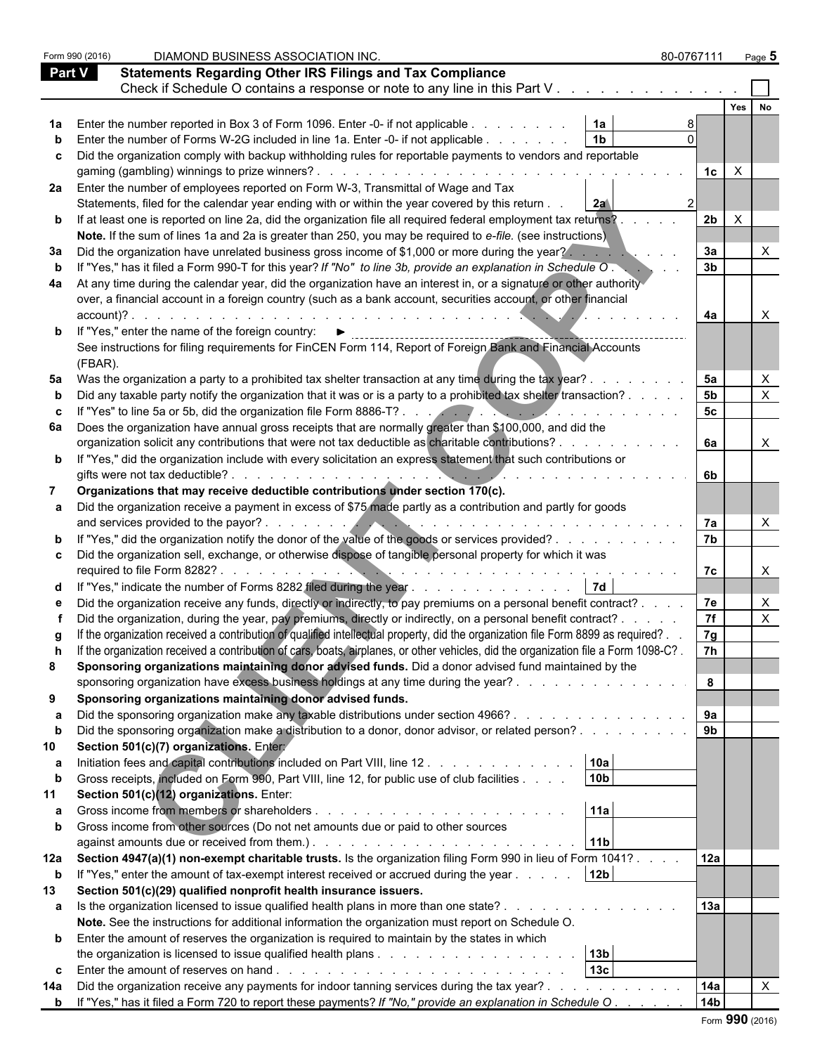DIAMOND BUSINESS ASSOCIATION INC. 80-0767111

## Part V Statements Regarding Other IRS Filings and Tax Compliance

Check if Schedule O contains a response or note to any line in this Part V . . . . . . . . . . . . . ☐

| | | | | | Yes | No |
|---|---|---|---|---|---|---|
| **1a** | Enter the number reported in Box 3 of Form 1096. Enter -0- if not applicable | 1a | 8 | | | |
| **b** | Enter the number of Forms W-2G included in line 1a. Enter -0- if not applicable | 1b | 0 | | | |
| **c** | Did the organization comply with backup withholding rules for reportable payments to vendors and reportable gaming (gambling) winnings to prize winners? | | | 1c | X | |
| **2a** | Enter the number of employees reported on Form W-3, Transmittal of Wage and Tax Statements, filed for the calendar year ending with or within the year covered by this return | 2a | 2 | | | |
| **b** | If at least one is reported on line 2a, did the organization file all required federal employment tax returns? **Note.** If the sum of lines 1a and 2a is greater than 250, you may be required to *e-file.* (see instructions) | | | 2b | X | |
| **3a** | Did the organization have unrelated business gross income of $1,000 or more during the year? | | | 3a | | X |
| **b** | If "Yes," has it filed a Form 990-T for this year? *If "No" to line 3b, provide an explanation in Schedule O* | | | 3b | | |
| **4a** | At any time during the calendar year, did the organization have an interest in, or a signature or other authority over, a financial account in a foreign country (such as a bank account, securities account, or other financial account)? | | | 4a | | X |
| **b** | If "Yes," enter the name of the foreign country: ► See instructions for filing requirements for FinCEN Form 114, Report of Foreign Bank and Financial Accounts (FBAR). | | | | | |
| **5a** | Was the organization a party to a prohibited tax shelter transaction at any time during the tax year? | | | 5a | | X |
| **b** | Did any taxable party notify the organization that it was or is a party to a prohibited tax shelter transaction? | | | 5b | | X |
| **c** | If "Yes" to line 5a or 5b, did the organization file Form 8886-T? | | | 5c | | |
| **6a** | Does the organization have annual gross receipts that are normally greater than $100,000, and did the organization solicit any contributions that were not tax deductible as charitable contributions? | | | 6a | | X |
| **b** | If "Yes," did the organization include with every solicitation an express statement that such contributions or gifts were not tax deductible? | | | 6b | | |
| **7** | **Organizations that may receive deductible contributions under section 170(c).** | | | | | |
| **a** | Did the organization receive a payment in excess of $75 made partly as a contribution and partly for goods and services provided to the payor? | | | 7a | | X |
| **b** | If "Yes," did the organization notify the donor of the value of the goods or services provided? | | | 7b | | |
| **c** | Did the organization sell, exchange, or otherwise dispose of tangible personal property for which it was required to file Form 8282? | | | 7c | | X |
| **d** | If "Yes," indicate the number of Forms 8282 filed during the year | 7d | | | | |
| **e** | Did the organization receive any funds, directly or indirectly, to pay premiums on a personal benefit contract? | | | 7e | | X |
| **f** | Did the organization, during the year, pay premiums, directly or indirectly, on a personal benefit contract? | | | 7f | | X |
| **g** | If the organization received a contribution of qualified intellectual property, did the organization file Form 8899 as required? | | | 7g | | |
| **h** | If the organization received a contribution of cars, boats, airplanes, or other vehicles, did the organization file a Form 1098-C? | | | 7h | | |
| **8** | **Sponsoring organizations maintaining donor advised funds.** Did a donor advised fund maintained by the sponsoring organization have excess business holdings at any time during the year? | | | 8 | | |
| **9** | **Sponsoring organizations maintaining donor advised funds.** | | | | | |
| **a** | Did the sponsoring organization make any taxable distributions under section 4966? | | | 9a | | |
| **b** | Did the sponsoring organization make a distribution to a donor, donor advisor, or related person? | | | 9b | | |
| **10** | **Section 501(c)(7) organizations.** Enter: | | | | | |
| **a** | Initiation fees and capital contributions included on Part VIII, line 12 | 10a | | | | |
| **b** | Gross receipts, included on Form 990, Part VIII, line 12, for public use of club facilities | 10b | | | | |
| **11** | **Section 501(c)(12) organizations.** Enter: | | | | | |
| **a** | Gross income from members or shareholders | 11a | | | | |
| **b** | Gross income from other sources (Do not net amounts due or paid to other sources against amounts due or received from them.) | 11b | | | | |
| **12a** | **Section 4947(a)(1) non-exempt charitable trusts.** Is the organization filing Form 990 in lieu of Form 1041? | | | 12a | | |
| **b** | If "Yes," enter the amount of tax-exempt interest received or accrued during the year | 12b | | | | |
| **13** | **Section 501(c)(29) qualified nonprofit health insurance issuers.** | | | | | |
| **a** | Is the organization licensed to issue qualified health plans in more than one state? **Note.** See the instructions for additional information the organization must report on Schedule O. | | | 13a | | |
| **b** | Enter the amount of reserves the organization is required to maintain by the states in which the organization is licensed to issue qualified health plans | 13b | | | | |
| **c** | Enter the amount of reserves on hand | 13c | | | | |
| **14a** | Did the organization receive any payments for indoor tanning services during the tax year? | | | 14a | | X |
| **b** | If "Yes," has it filed a Form 720 to report these payments? *If "No," provide an explanation in Schedule O* | | | 14b | | |

Form **990** (2016)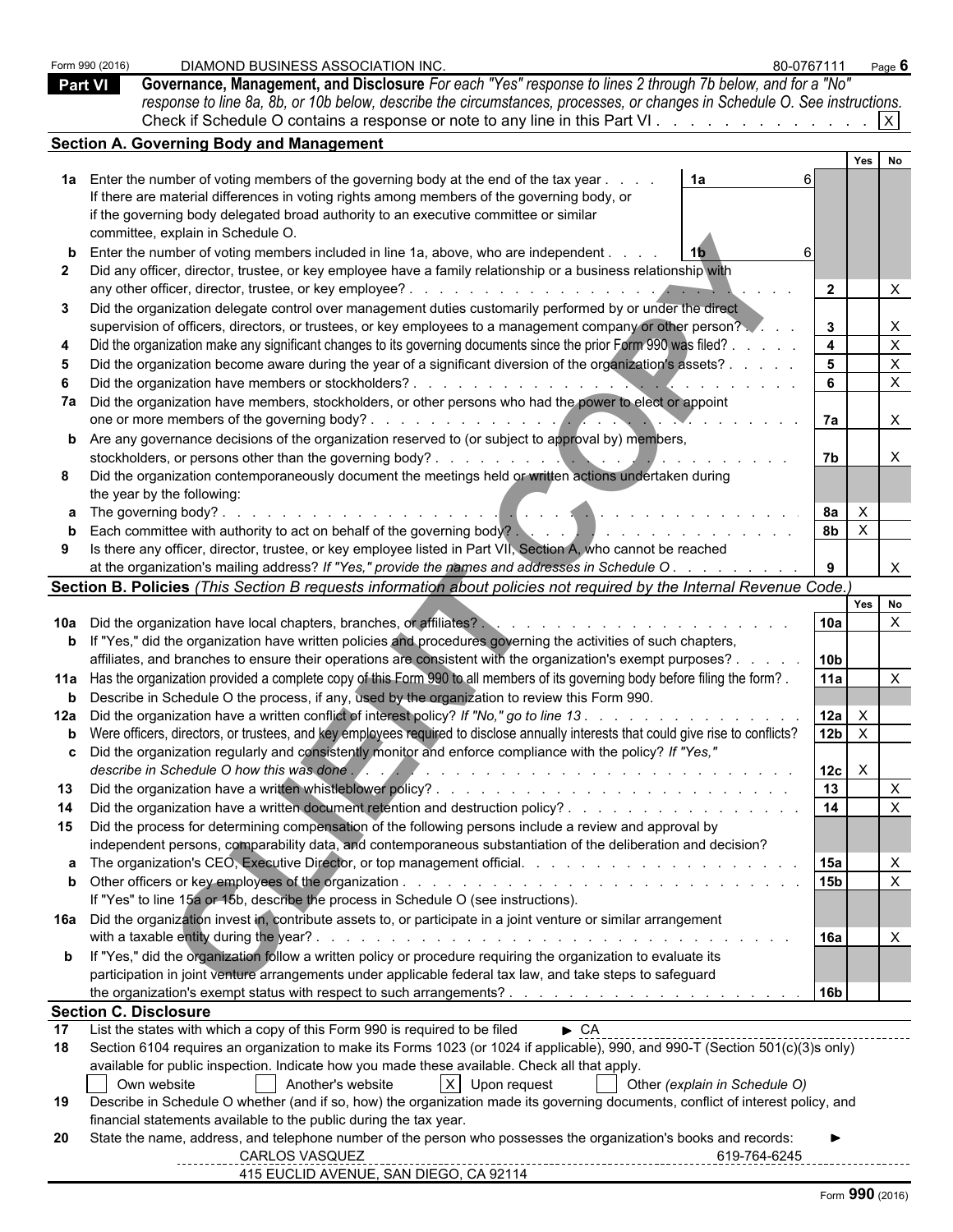Form 990 (2016) DIAMOND BUSINESS ASSOCIATION INC. 80-0767111 Page **6**

## Part VI Governance, Management, and Disclosure

*For each "Yes" response to lines 2 through 7b below, and for a "No" response to line 8a, 8b, or 10b below, describe the circumstances, processes, or changes in Schedule O. See instructions.*

Check if Schedule O contains a response or note to any line in this Part VI . . . . . . . . . . . . . [X]

### Section A. Governing Body and Management

| | | | Yes | No |
|---|---|---|---|---|
| **1a** | Enter the number of voting members of the governing body at the end of the tax year . . . . **1a** 6<br>If there are material differences in voting rights among members of the governing body, or if the governing body delegated broad authority to an executive committee or similar committee, explain in Schedule O. | | | |
| **b** | Enter the number of voting members included in line 1a, above, who are independent . . . . **1b** 6 | | | |
| **2** | Did any officer, director, trustee, or key employee have a family relationship or a business relationship with any other officer, director, trustee, or key employee? | **2** | | X |
| **3** | Did the organization delegate control over management duties customarily performed by or under the direct supervision of officers, directors, or trustees, or key employees to a management company or other person? | **3** | | X |
| **4** | Did the organization make any significant changes to its governing documents since the prior Form 990 was filed? | **4** | | X |
| **5** | Did the organization become aware during the year of a significant diversion of the organization's assets? | **5** | | X |
| **6** | Did the organization have members or stockholders? | **6** | | X |
| **7a** | Did the organization have members, stockholders, or other persons who had the power to elect or appoint one or more members of the governing body? | **7a** | | X |
| **b** | Are any governance decisions of the organization reserved to (or subject to approval by) members, stockholders, or persons other than the governing body? | **7b** | | X |
| **8** | Did the organization contemporaneously document the meetings held or written actions undertaken during the year by the following: | | | |
| **a** | The governing body? | **8a** | X | |
| **b** | Each committee with authority to act on behalf of the governing body? | **8b** | X | |
| **9** | Is there any officer, director, trustee, or key employee listed in Part VII, Section A, who cannot be reached at the organization's mailing address? *If "Yes," provide the names and addresses in Schedule O* | **9** | | X |

### Section B. Policies *(This Section B requests information about policies not required by the Internal Revenue Code.)*

| | | | Yes | No |
|---|---|---|---|---|
| **10a** | Did the organization have local chapters, branches, or affiliates? | **10a** | | X |
| **b** | If "Yes," did the organization have written policies and procedures governing the activities of such chapters, affiliates, and branches to ensure their operations are consistent with the organization's exempt purposes? | **10b** | | |
| **11a** | Has the organization provided a complete copy of this Form 990 to all members of its governing body before filing the form? | **11a** | | X |
| **b** | Describe in Schedule O the process, if any, used by the organization to review this Form 990. | | | |
| **12a** | Did the organization have a written conflict of interest policy? *If "No," go to line 13* | **12a** | X | |
| **b** | Were officers, directors, or trustees, and key employees required to disclose annually interests that could give rise to conflicts? | **12b** | X | |
| **c** | Did the organization regularly and consistently monitor and enforce compliance with the policy? *If "Yes," describe in Schedule O how this was done* | **12c** | X | |
| **13** | Did the organization have a written whistleblower policy? | **13** | | X |
| **14** | Did the organization have a written document retention and destruction policy? | **14** | | X |
| **15** | Did the process for determining compensation of the following persons include a review and approval by independent persons, comparability data, and contemporaneous substantiation of the deliberation and decision? | | | |
| **a** | The organization's CEO, Executive Director, or top management official. | **15a** | | X |
| **b** | Other officers or key employees of the organization<br>If "Yes" to line 15a or 15b, describe the process in Schedule O (see instructions). | **15b** | | X |
| **16a** | Did the organization invest in, contribute assets to, or participate in a joint venture or similar arrangement with a taxable entity during the year? | **16a** | | X |
| **b** | If "Yes," did the organization follow a written policy or procedure requiring the organization to evaluate its participation in joint venture arrangements under applicable federal tax law, and take steps to safeguard the organization's exempt status with respect to such arrangements? | **16b** | | |

### Section C. Disclosure

**17** List the states with which a copy of this Form 990 is required to be filed ► CA

**18** Section 6104 requires an organization to make its Forms 1023 (or 1024 if applicable), 990, and 990-T (Section 501(c)(3)s only) available for public inspection. Indicate how you made these available. Check all that apply.

[ ] Own website [ ] Another's website [X] Upon request [ ] Other *(explain in Schedule O)*

**19** Describe in Schedule O whether (and if so, how) the organization made its governing documents, conflict of interest policy, and financial statements available to the public during the tax year.

**20** State the name, address, and telephone number of the person who possesses the organization's books and records: ►

CARLOS VASQUEZ 619-764-6245
415 EUCLID AVENUE, SAN DIEGO, CA 92114

Form **990** (2016)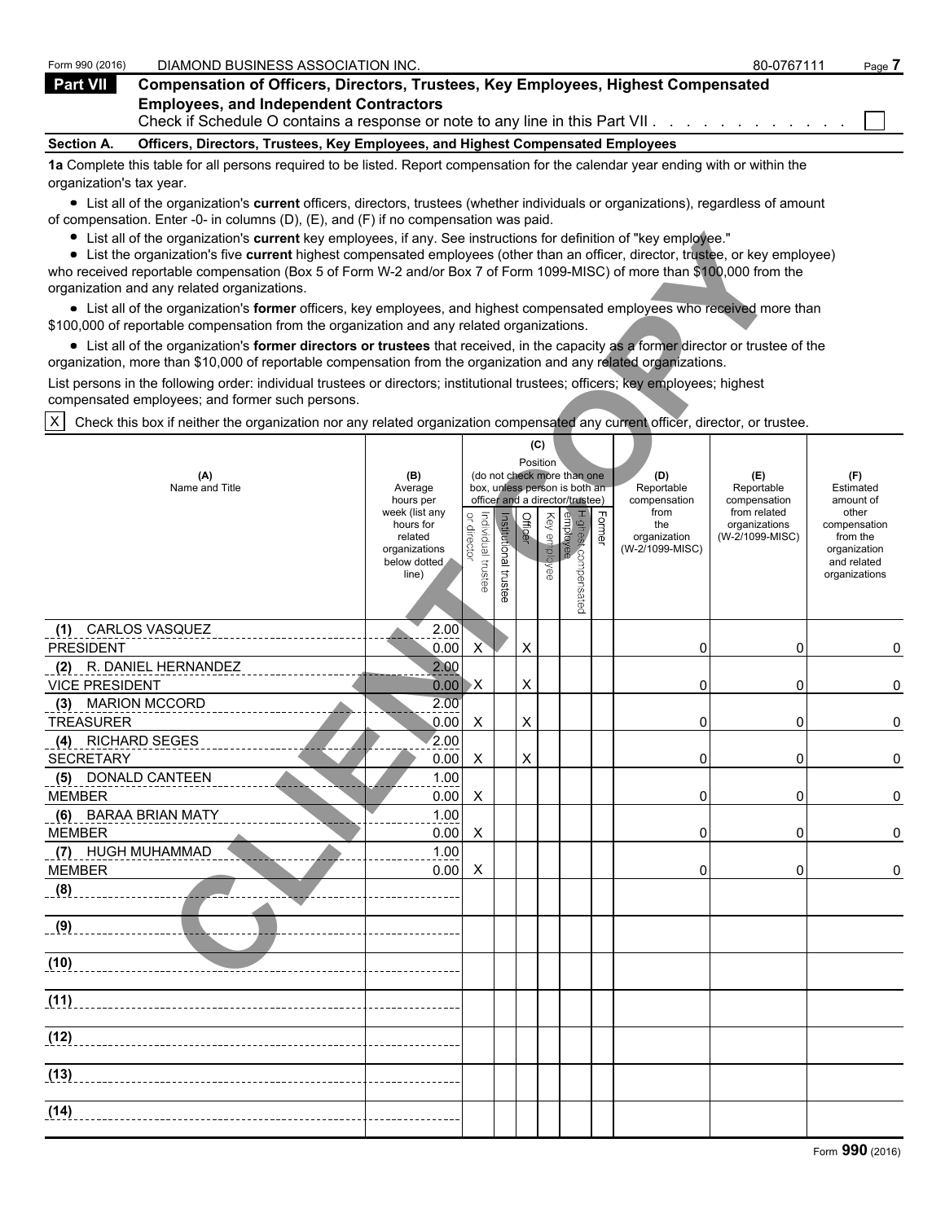Form 990 (2016) DIAMOND BUSINESS ASSOCIATION INC. 80-0767111 Page **7**

## Part VII Compensation of Officers, Directors, Trustees, Key Employees, Highest Compensated Employees, and Independent Contractors

Check if Schedule O contains a response or note to any line in this Part VII . . . . . . . . . . . . ☐

### Section A. Officers, Directors, Trustees, Key Employees, and Highest Compensated Employees

**1a** Complete this table for all persons required to be listed. Report compensation for the calendar year ending with or within the organization's tax year.

- List all of the organization's **current** officers, directors, trustees (whether individuals or organizations), regardless of amount of compensation. Enter -0- in columns (D), (E), and (F) if no compensation was paid.
- List all of the organization's **current** key employees, if any. See instructions for definition of "key employee."
- List the organization's five **current** highest compensated employees (other than an officer, director, trustee, or key employee) who received reportable compensation (Box 5 of Form W-2 and/or Box 7 of Form 1099-MISC) of more than $100,000 from the organization and any related organizations.
- List all of the organization's **former** officers, key employees, and highest compensated employees who received more than $100,000 of reportable compensation from the organization and any related organizations.
- List all of the organization's **former directors or trustees** that received, in the capacity as a former director or trustee of the organization, more than $10,000 of reportable compensation from the organization and any related organizations.

List persons in the following order: individual trustees or directors; institutional trustees; officers; key employees; highest compensated employees; and former such persons.

☒ Check this box if neither the organization nor any related organization compensated any current officer, director, or trustee.

| (A) Name and Title | (B) Average hours per week (list any hours for related organizations below dotted line) | (C) Position (do not check more than one box, unless person is both an officer and a director/trustee) | | | | | | (D) Reportable compensation from the organization (W-2/1099-MISC) | (E) Reportable compensation from related organizations (W-2/1099-MISC) | (F) Estimated amount of other compensation from the organization and related organizations |
|---|---|---|---|---|---|---|---|---|---|---|
| | | Individual trustee or director | Institutional trustee | Officer | Key employee | Highest compensated employee | Former | | | |
| (1) CARLOS VASQUEZ<br>PRESIDENT | 2.00<br>0.00 | X | | X | | | | 0 | 0 | 0 |
| (2) R. DANIEL HERNANDEZ<br>VICE PRESIDENT | 2.00<br>0.00 | X | | X | | | | 0 | 0 | 0 |
| (3) MARION MCCORD<br>TREASURER | 2.00<br>0.00 | X | | X | | | | 0 | 0 | 0 |
| (4) RICHARD SEGES<br>SECRETARY | 2.00<br>0.00 | X | | X | | | | 0 | 0 | 0 |
| (5) DONALD CANTEEN<br>MEMBER | 1.00<br>0.00 | X | | | | | | 0 | 0 | 0 |
| (6) BARAA BRIAN MATY<br>MEMBER | 1.00<br>0.00 | X | | | | | | 0 | 0 | 0 |
| (7) HUGH MUHAMMAD<br>MEMBER | 1.00<br>0.00 | X | | | | | | 0 | 0 | 0 |
| (8) | | | | | | | | | | |
| (9) | | | | | | | | | | |
| (10) | | | | | | | | | | |
| (11) | | | | | | | | | | |
| (12) | | | | | | | | | | |
| (13) | | | | | | | | | | |
| (14) | | | | | | | | | | |

CLIENT COPY

Form **990** (2016)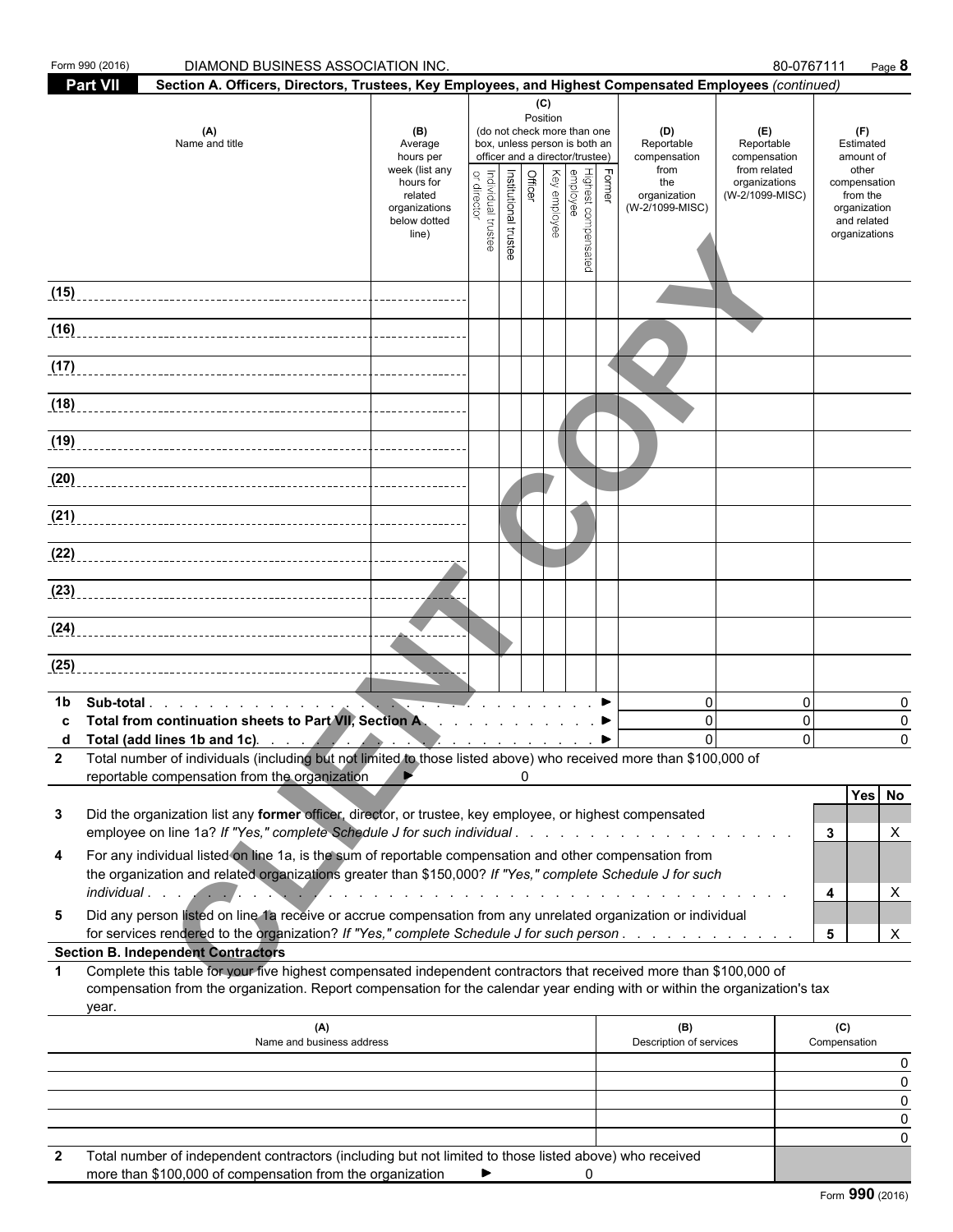Form 990 (2016) DIAMOND BUSINESS ASSOCIATION INC. 80-0767111 Page **8**

**Part VII** **Section A. Officers, Directors, Trustees, Key Employees, and Highest Compensated Employees** *(continued)*

| (A) Name and title | (B) Average hours per week (list any hours for related organizations below dotted line) | (C) Position (do not check more than one box, unless person is both an officer and a director/trustee): Individual trustee or director | Institutional trustee | Officer | Key employee | Highest compensated employee | Former | (D) Reportable compensation from the organization (W-2/1099-MISC) | (E) Reportable compensation from related organizations (W-2/1099-MISC) | (F) Estimated amount of other compensation from the organization and related organizations |
|---|---|---|---|---|---|---|---|---|---|---|
| (15) | | | | | | | | | | |
| (16) | | | | | | | | | | |
| (17) | | | | | | | | | | |
| (18) | | | | | | | | | | |
| (19) | | | | | | | | | | |
| (20) | | | | | | | | | | |
| (21) | | | | | | | | | | |
| (22) | | | | | | | | | | |
| (23) | | | | | | | | | | |
| (24) | | | | | | | | | | |
| (25) | | | | | | | | | | |

| | | (D) | (E) | (F) |
|---|---|---|---|---|
| **1b** | **Sub-total** ▶ | 0 | 0 | 0 |
| **c** | **Total from continuation sheets to Part VII, Section A** ▶ | 0 | 0 | 0 |
| **d** | **Total (add lines 1b and 1c)** ▶ | 0 | 0 | 0 |

**2** Total number of individuals (including but not limited to those listed above) who received more than $100,000 of reportable compensation from the organization ▶ 0

| | | | Yes | No |
|---|---|---|---|---|
| **3** | Did the organization list any **former** officer, director, or trustee, key employee, or highest compensated employee on line 1a? *If "Yes," complete Schedule J for such individual* | **3** | | X |
| **4** | For any individual listed on line 1a, is the sum of reportable compensation and other compensation from the organization and related organizations greater than $150,000? *If "Yes," complete Schedule J for such individual* | **4** | | X |
| **5** | Did any person listed on line 1a receive or accrue compensation from any unrelated organization or individual for services rendered to the organization? *If "Yes," complete Schedule J for such person* | **5** | | X |

**Section B. Independent Contractors**

**1** Complete this table for your five highest compensated independent contractors that received more than $100,000 of compensation from the organization. Report compensation for the calendar year ending with or within the organization's tax year.

| (A) Name and business address | (B) Description of services | (C) Compensation |
|---|---|---|
| | | 0 |
| | | 0 |
| | | 0 |
| | | 0 |
| | | 0 |

**2** Total number of independent contractors (including but not limited to those listed above) who received more than $100,000 of compensation from the organization ▶ 0

Form **990** (2016)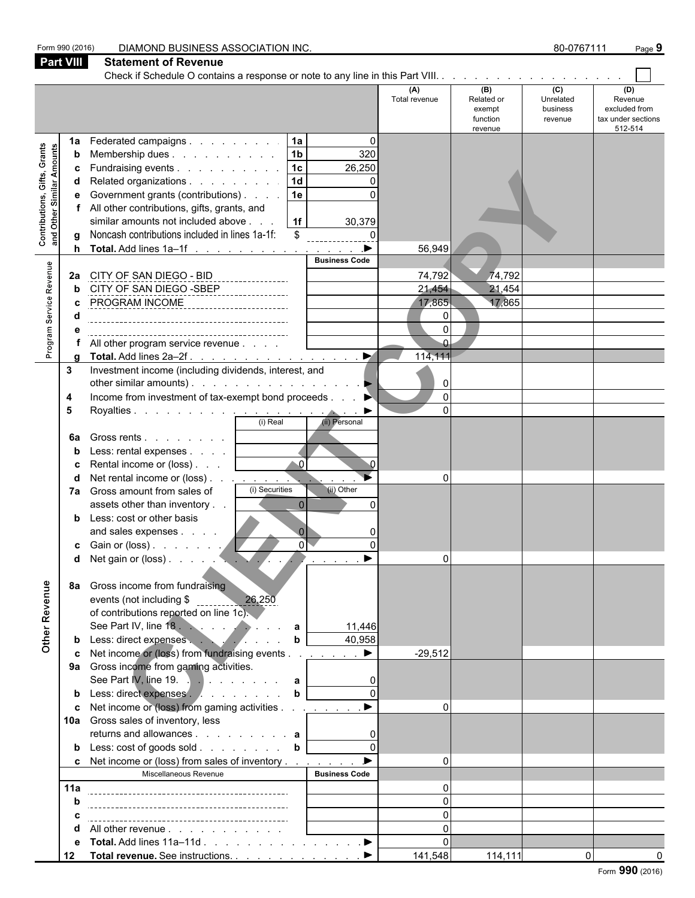Form 990 (2016) DIAMOND BUSINESS ASSOCIATION INC. 80-0767111

## Part VIII Statement of Revenue

Check if Schedule O contains a response or note to any line in this Part VIII. . . . . . . . . . . . . . . . . . ☐

| | | | (A) Total revenue | (B) Related or exempt function revenue | (C) Unrelated business revenue | (D) Revenue excluded from tax under sections 512-514 |
|---|---|---|---|---|---|---|
| **Contributions, Gifts, Grants and Other Similar Amounts** | | | | | | |
| 1a | Federated campaigns . . . . . . . . . 1a | 0 | | | | |
| b | Membership dues . . . . . . . . . . 1b | 320 | | | | |
| c | Fundraising events . . . . . . . . . . 1c | 26,250 | | | | |
| d | Related organizations . . . . . . . . . 1d | 0 | | | | |
| e | Government grants (contributions) . . . . 1e | 0 | | | | |
| f | All other contributions, gifts, grants, and similar amounts not included above . . . 1f | 30,379 | | | | |
| g | Noncash contributions included in lines 1a-1f: $ | 0 | | | | |
| h | **Total.** Add lines 1a–1f . . . . . . . . . . . . . . . ▶ | | 56,949 | | | |
| **Program Service Revenue** | | **Business Code** | | | | |
| 2a | CITY OF SAN DIEGO - BID | | 74,792 | 74,792 | | |
| b | CITY OF SAN DIEGO -SBEP | | 21,454 | 21,454 | | |
| c | PROGRAM INCOME | | 17,865 | 17,865 | | |
| d | | | 0 | | | |
| e | | | 0 | | | |
| f | All other program service revenue . . . . | | 0 | | | |
| g | **Total.** Add lines 2a–2f . . . . . . . . . . . . . . . ▶ | | 114,111 | | | |
| 3 | Investment income (including dividends, interest, and other similar amounts) . . . . . . . . . . . . . . . ▶ | | 0 | | | |
| 4 | Income from investment of tax-exempt bond proceeds . . . ▶ | | 0 | | | |
| 5 | Royalties . . . . . . . . . . . . . . . . . . . . ▶ | | 0 | | | |
| | | (i) Real / (ii) Personal | | | | |
| 6a | Gross rents . . . . . . . . | | | | | |
| b | Less: rental expenses . . . . | | | | | |
| c | Rental income or (loss) . . . (i) 0 | (ii) 0 | | | | |
| d | Net rental income or (loss) . . . . . . . . . . . . . ▶ | | 0 | | | |
| | | (i) Securities / (ii) Other | | | | |
| 7a | Gross amount from sales of assets other than inventory . . (i) 0 | (ii) 0 | | | | |
| b | Less: cost or other basis and sales expenses . . . . (i) 0 | (ii) 0 | | | | |
| c | Gain or (loss) . . . . . . . (i) 0 | (ii) 0 | | | | |
| d | Net gain or (loss) . . . . . . . . . . . . . . . . . ▶ | | 0 | | | |
| **Other Revenue** | | | | | | |
| 8a | Gross income from fundraising events (not including $ 26,250 of contributions reported on line 1c). See Part IV, line 18 . . . . . . . . . . a | 11,446 | | | | |
| b | Less: direct expenses . . . . . . . . . b | 40,958 | | | | |
| c | Net income or (loss) from fundraising events . . . . . . . ▶ | | -29,512 | | | |
| 9a | Gross income from gaming activities. See Part IV, line 19. . . . . . . . . . a | 0 | | | | |
| b | Less: direct expenses . . . . . . . . . b | 0 | | | | |
| c | Net income or (loss) from gaming activities . . . . . . . . ▶ | | 0 | | | |
| 10a | Gross sales of inventory, less returns and allowances . . . . . . . . . . a | 0 | | | | |
| b | Less: cost of goods sold . . . . . . . . b | 0 | | | | |
| c | Net income or (loss) from sales of inventory . . . . . . . . ▶ | | 0 | | | |
| | Miscellaneous Revenue | **Business Code** | | | | |
| 11a | | | 0 | | | |
| b | | | 0 | | | |
| c | | | 0 | | | |
| d | All other revenue . . . . . . . . . . . . | | 0 | | | |
| e | **Total.** Add lines 11a–11d . . . . . . . . . . . . . . . ▶ | | 0 | | | |
| 12 | **Total revenue.** See instructions. . . . . . . . . . . . . ▶ | | 141,548 | 114,111 | 0 | 0 |

Form **990** (2016)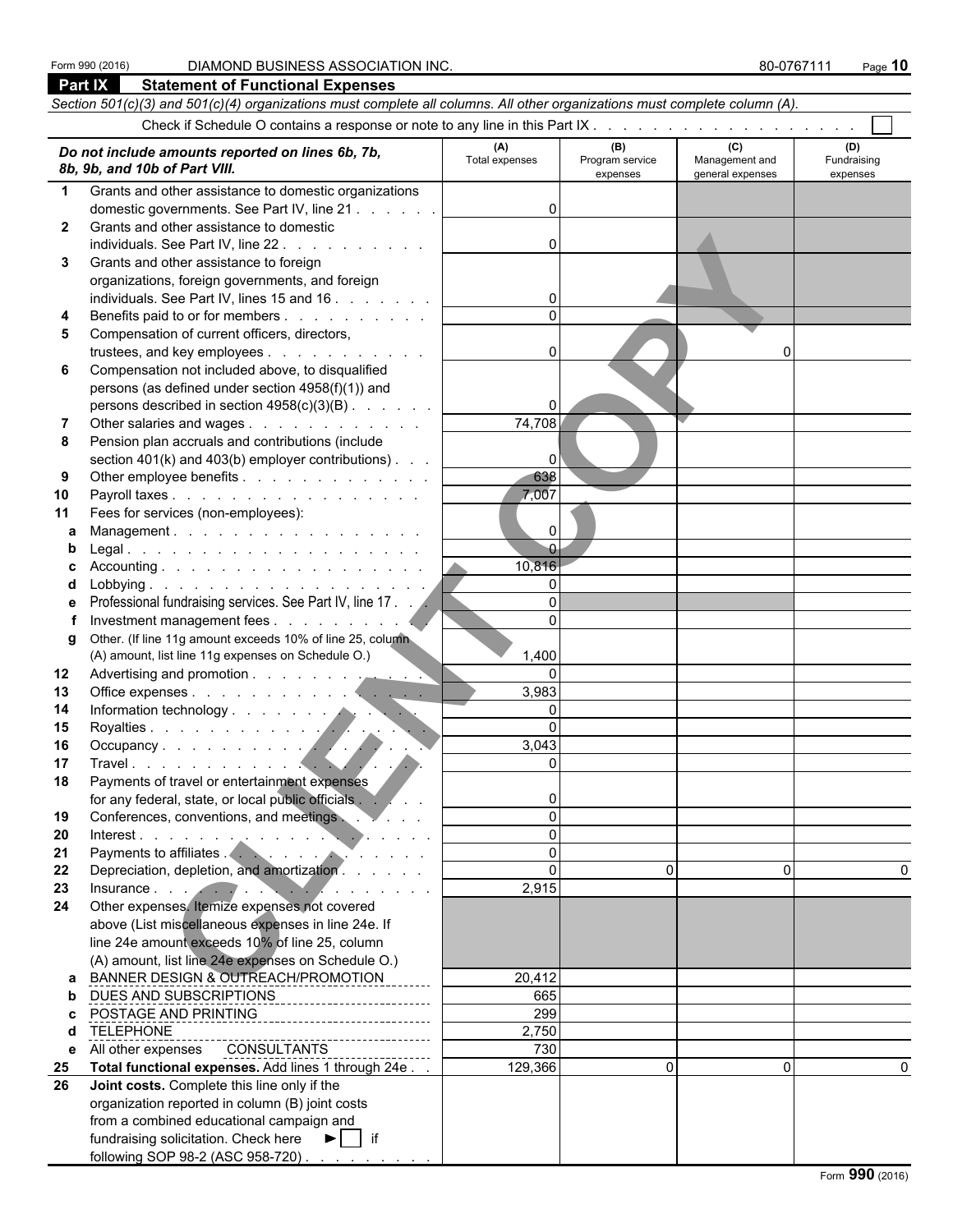Form 990 (2016) DIAMOND BUSINESS ASSOCIATION INC. 80-0767111

## Part IX Statement of Functional Expenses

*Section 501(c)(3) and 501(c)(4) organizations must complete all columns. All other organizations must complete column (A).*

Check if Schedule O contains a response or note to any line in this Part IX . . . . . . . . . . . . . . . . . . . ☐

| | *Do not include amounts reported on lines 6b, 7b, 8b, 9b, and 10b of Part VIII.* | (A) Total expenses | (B) Program service expenses | (C) Management and general expenses | (D) Fundraising expenses |
|---|---|---|---|---|---|
| 1 | Grants and other assistance to domestic organizations domestic governments. See Part IV, line 21 | 0 | | | |
| 2 | Grants and other assistance to domestic individuals. See Part IV, line 22 | 0 | | | |
| 3 | Grants and other assistance to foreign organizations, foreign governments, and foreign individuals. See Part IV, lines 15 and 16 | 0 | | | |
| 4 | Benefits paid to or for members | 0 | | | |
| 5 | Compensation of current officers, directors, trustees, and key employees | 0 | | 0 | |
| 6 | Compensation not included above, to disqualified persons (as defined under section 4958(f)(1)) and persons described in section 4958(c)(3)(B) | 0 | | | |
| 7 | Other salaries and wages | 74,708 | | | |
| 8 | Pension plan accruals and contributions (include section 401(k) and 403(b) employer contributions) | 0 | | | |
| 9 | Other employee benefits | 638 | | | |
| 10 | Payroll taxes | 7,007 | | | |
| 11 | Fees for services (non-employees): | | | | |
| a | Management | 0 | | | |
| b | Legal | 0 | | | |
| c | Accounting | 10,816 | | | |
| d | Lobbying | 0 | | | |
| e | Professional fundraising services. See Part IV, line 17 | 0 | | | |
| f | Investment management fees | 0 | | | |
| g | Other. (If line 11g amount exceeds 10% of line 25, column (A) amount, list line 11g expenses on Schedule O.) | 1,400 | | | |
| 12 | Advertising and promotion | 0 | | | |
| 13 | Office expenses | 3,983 | | | |
| 14 | Information technology | 0 | | | |
| 15 | Royalties | 0 | | | |
| 16 | Occupancy | 3,043 | | | |
| 17 | Travel | 0 | | | |
| 18 | Payments of travel or entertainment expenses for any federal, state, or local public officials | 0 | | | |
| 19 | Conferences, conventions, and meetings | 0 | | | |
| 20 | Interest | 0 | | | |
| 21 | Payments to affiliates | 0 | | | |
| 22 | Depreciation, depletion, and amortization | 0 | 0 | 0 | 0 |
| 23 | Insurance | 2,915 | | | |
| 24 | Other expenses. Itemize expenses not covered above (List miscellaneous expenses in line 24e. If line 24e amount exceeds 10% of line 25, column (A) amount, list line 24e expenses on Schedule O.) | | | | |
| a | BANNER DESIGN & OUTREACH/PROMOTION | 20,412 | | | |
| b | DUES AND SUBSCRIPTIONS | 665 | | | |
| c | POSTAGE AND PRINTING | 299 | | | |
| d | TELEPHONE | 2,750 | | | |
| e | All other expenses CONSULTANTS | 730 | | | |
| 25 | **Total functional expenses.** Add lines 1 through 24e | 129,366 | 0 | 0 | 0 |
| 26 | **Joint costs.** Complete this line only if the organization reported in column (B) joint costs from a combined educational campaign and fundraising solicitation. Check here ► ☐ if following SOP 98-2 (ASC 958-720) | | | | |

Form **990** (2016)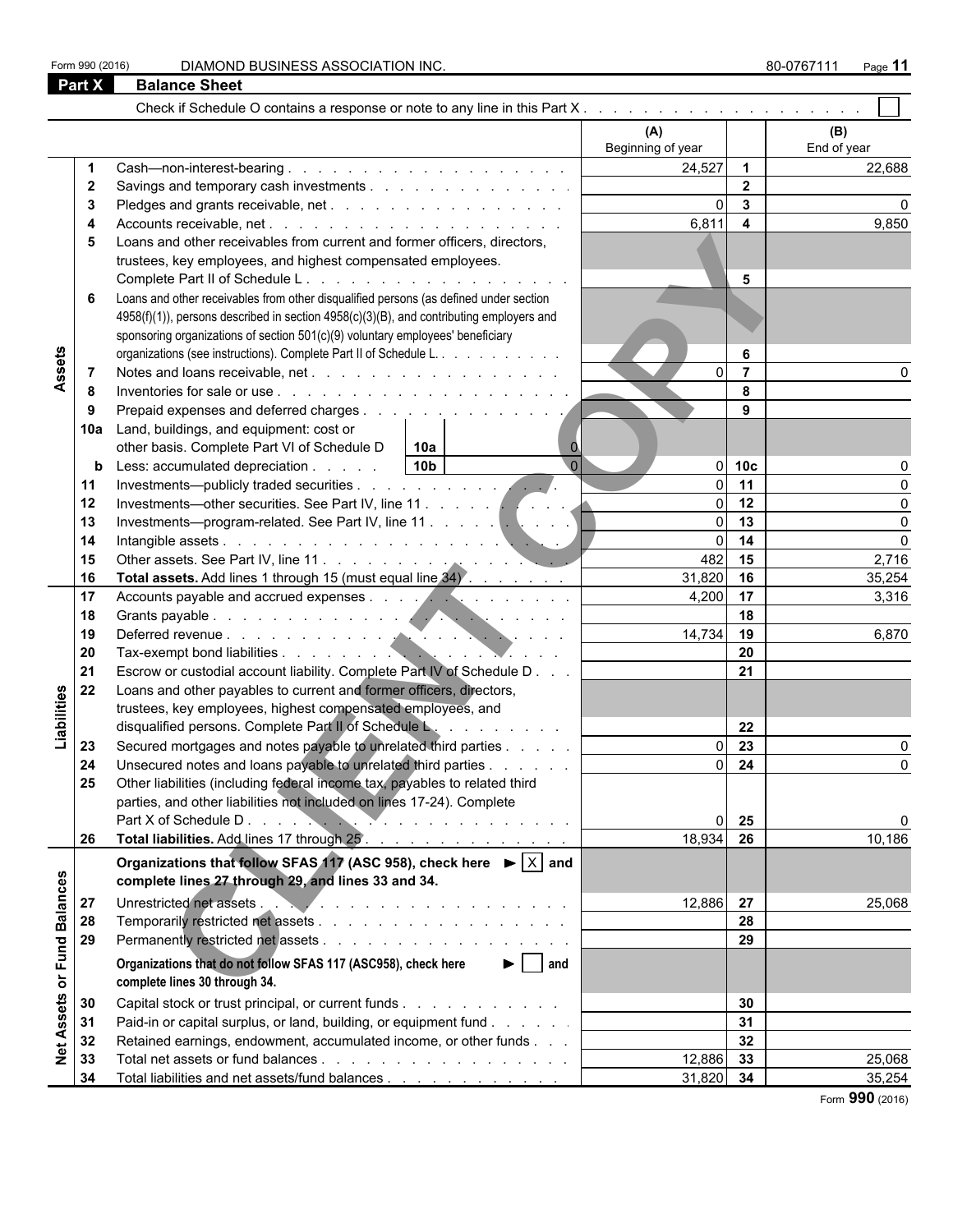Form 990 (2016) DIAMOND BUSINESS ASSOCIATION INC. 80-0767111

## Part X Balance Sheet

Check if Schedule O contains a response or note to any line in this Part X . . . . . . . . . . . . . . . . . . . . . ☐

| Section | Line | Description | (A) Beginning of year | Line | (B) End of year |
|---|---|---|---|---|---|
| Assets | 1 | Cash—non-interest-bearing | 24,527 | 1 | 22,688 |
| | 2 | Savings and temporary cash investments | | 2 | |
| | 3 | Pledges and grants receivable, net | 0 | 3 | 0 |
| | 4 | Accounts receivable, net | 6,811 | 4 | 9,850 |
| | 5 | Loans and other receivables from current and former officers, directors, trustees, key employees, and highest compensated employees. Complete Part II of Schedule L | | 5 | |
| | 6 | Loans and other receivables from other disqualified persons (as defined under section 4958(f)(1)), persons described in section 4958(c)(3)(B), and contributing employers and sponsoring organizations of section 501(c)(9) voluntary employees' beneficiary organizations (see instructions). Complete Part II of Schedule L | | 6 | |
| | 7 | Notes and loans receivable, net | 0 | 7 | 0 |
| | 8 | Inventories for sale or use | | 8 | |
| | 9 | Prepaid expenses and deferred charges | | 9 | |
| | 10a | Land, buildings, and equipment: cost or other basis. Complete Part VI of Schedule D — 10a: 0 | | | |
| | b | Less: accumulated depreciation — 10b: 0 | 0 | 10c | 0 |
| | 11 | Investments—publicly traded securities | 0 | 11 | 0 |
| | 12 | Investments—other securities. See Part IV, line 11 | 0 | 12 | 0 |
| | 13 | Investments—program-related. See Part IV, line 11 | 0 | 13 | 0 |
| | 14 | Intangible assets | 0 | 14 | 0 |
| | 15 | Other assets. See Part IV, line 11 | 482 | 15 | 2,716 |
| | 16 | **Total assets.** Add lines 1 through 15 (must equal line 34) | 31,820 | 16 | 35,254 |
| Liabilities | 17 | Accounts payable and accrued expenses | 4,200 | 17 | 3,316 |
| | 18 | Grants payable | | 18 | |
| | 19 | Deferred revenue | 14,734 | 19 | 6,870 |
| | 20 | Tax-exempt bond liabilities | | 20 | |
| | 21 | Escrow or custodial account liability. Complete Part IV of Schedule D | | 21 | |
| | 22 | Loans and other payables to current and former officers, directors, trustees, key employees, highest compensated employees, and disqualified persons. Complete Part II of Schedule L | | 22 | |
| | 23 | Secured mortgages and notes payable to unrelated third parties | 0 | 23 | 0 |
| | 24 | Unsecured notes and loans payable to unrelated third parties | 0 | 24 | 0 |
| | 25 | Other liabilities (including federal income tax, payables to related third parties, and other liabilities not included on lines 17-24). Complete Part X of Schedule D | 0 | 25 | 0 |
| | 26 | **Total liabilities.** Add lines 17 through 25 | 18,934 | 26 | 10,186 |
| Net Assets or Fund Balances | | **Organizations that follow SFAS 117 (ASC 958), check here ► ☒ and complete lines 27 through 29, and lines 33 and 34.** | | | |
| | 27 | Unrestricted net assets | 12,886 | 27 | 25,068 |
| | 28 | Temporarily restricted net assets | | 28 | |
| | 29 | Permanently restricted net assets | | 29 | |
| | | **Organizations that do not follow SFAS 117 (ASC958), check here ► ☐ and complete lines 30 through 34.** | | | |
| | 30 | Capital stock or trust principal, or current funds | | 30 | |
| | 31 | Paid-in or capital surplus, or land, building, or equipment fund | | 31 | |
| | 32 | Retained earnings, endowment, accumulated income, or other funds | | 32 | |
| | 33 | Total net assets or fund balances | 12,886 | 33 | 25,068 |
| | 34 | Total liabilities and net assets/fund balances | 31,820 | 34 | 35,254 |

Form **990** (2016)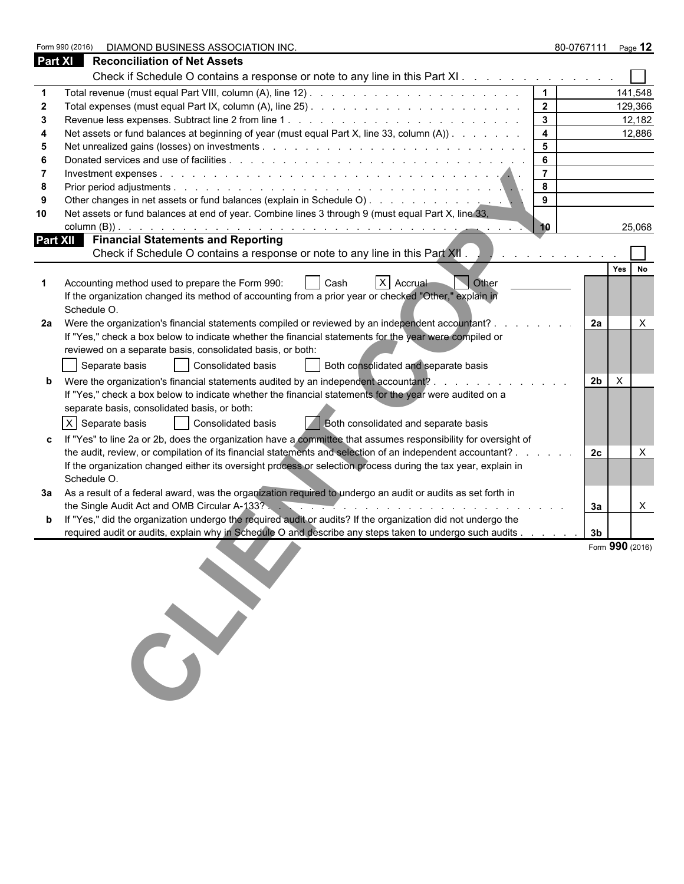Form 990 (2016) DIAMOND BUSINESS ASSOCIATION INC. 80-0767111 Page **12**

## Part XI Reconciliation of Net Assets

Check if Schedule O contains a response or note to any line in this Part XI . . . . . . . . . . . . . . ☐

| | | | |
|---|---|---|---|
| 1 | Total revenue (must equal Part VIII, column (A), line 12) | 1 | 141,548 |
| 2 | Total expenses (must equal Part IX, column (A), line 25) | 2 | 129,366 |
| 3 | Revenue less expenses. Subtract line 2 from line 1 | 3 | 12,182 |
| 4 | Net assets or fund balances at beginning of year (must equal Part X, line 33, column (A)) | 4 | 12,886 |
| 5 | Net unrealized gains (losses) on investments | 5 | |
| 6 | Donated services and use of facilities | 6 | |
| 7 | Investment expenses | 7 | |
| 8 | Prior period adjustments | 8 | |
| 9 | Other changes in net assets or fund balances (explain in Schedule O) | 9 | |
| 10 | Net assets or fund balances at end of year. Combine lines 3 through 9 (must equal Part X, line 33, column (B)) | 10 | 25,068 |

## Part XII Financial Statements and Reporting

Check if Schedule O contains a response or note to any line in this Part XII . . . . . . . . . . . . . ☐

| | | | Yes | No |
|---|---|---|---|---|
| 1 | Accounting method used to prepare the Form 990: ☐ Cash ☒ Accrual ☐ Other<br>If the organization changed its method of accounting from a prior year or checked "Other," explain in Schedule O. | | | |
| 2a | Were the organization's financial statements compiled or reviewed by an independent accountant?<br>If "Yes," check a box below to indicate whether the financial statements for the year were compiled or reviewed on a separate basis, consolidated basis, or both:<br>☐ Separate basis ☐ Consolidated basis ☐ Both consolidated and separate basis | 2a | | X |
| b | Were the organization's financial statements audited by an independent accountant?<br>If "Yes," check a box below to indicate whether the financial statements for the year were audited on a separate basis, consolidated basis, or both:<br>☒ Separate basis ☐ Consolidated basis ☐ Both consolidated and separate basis | 2b | X | |
| c | If "Yes" to line 2a or 2b, does the organization have a committee that assumes responsibility for oversight of the audit, review, or compilation of its financial statements and selection of an independent accountant?<br>If the organization changed either its oversight process or selection process during the tax year, explain in Schedule O. | 2c | | X |
| 3a | As a result of a federal award, was the organization required to undergo an audit or audits as set forth in the Single Audit Act and OMB Circular A-133? | 3a | | X |
| b | If "Yes," did the organization undergo the required audit or audits? If the organization did not undergo the required audit or audits, explain why in Schedule O and describe any steps taken to undergo such audits | 3b | | |

Form **990** (2016)

CLIENT COPY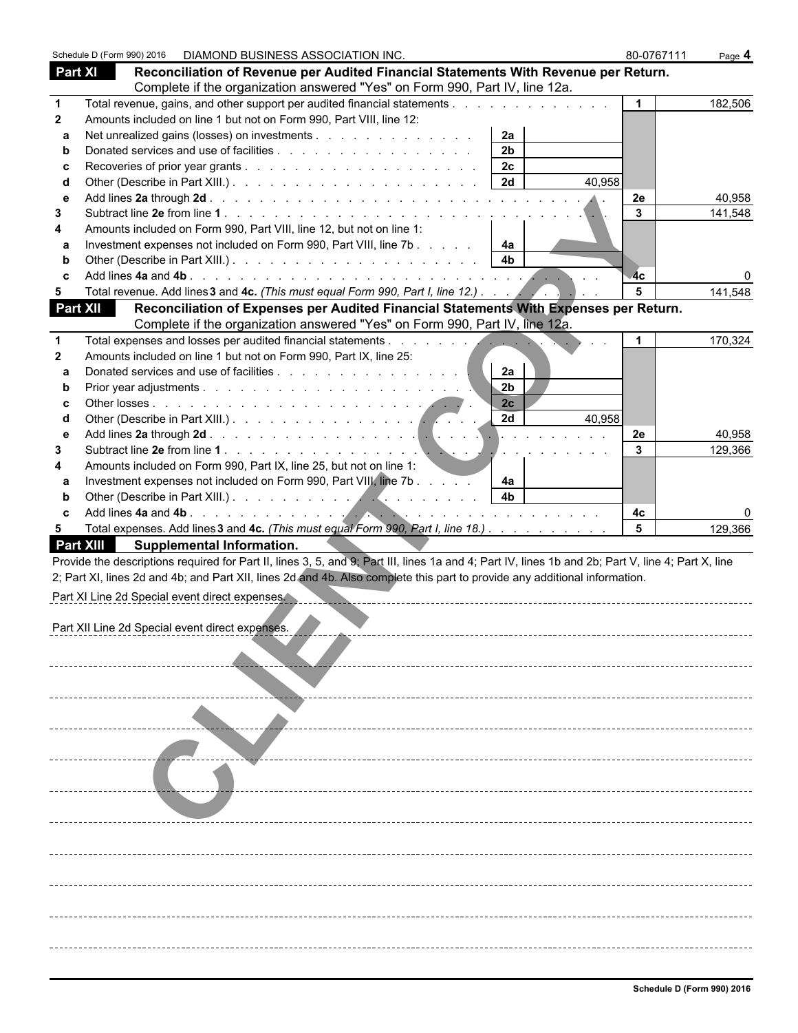Schedule D (Form 990) 2016 DIAMOND BUSINESS ASSOCIATION INC. 80-0767111 Page **4**

## Part XI Reconciliation of Revenue per Audited Financial Statements With Revenue per Return.

Complete if the organization answered "Yes" on Form 990, Part IV, line 12a.

| | | | | | |
|---|---|---|---|---|---|
| **1** | Total revenue, gains, and other support per audited financial statements | | | 1 | 182,506 |
| **2** | Amounts included on line 1 but not on Form 990, Part VIII, line 12: | | | | |
| a | Net unrealized gains (losses) on investments | 2a | | | |
| b | Donated services and use of facilities | 2b | | | |
| c | Recoveries of prior year grants | 2c | | | |
| d | Other (Describe in Part XIII.) | 2d | 40,958 | | |
| e | Add lines **2a** through **2d** | | | 2e | 40,958 |
| **3** | Subtract line **2e** from line **1** | | | 3 | 141,548 |
| **4** | Amounts included on Form 990, Part VIII, line 12, but not on line 1: | | | | |
| a | Investment expenses not included on Form 990, Part VIII, line 7b | 4a | | | |
| b | Other (Describe in Part XIII.) | 4b | | | |
| c | Add lines **4a** and **4b** | | | 4c | 0 |
| **5** | Total revenue. Add lines **3** and **4c.** *(This must equal Form 990, Part I, line 12.)* | | | 5 | 141,548 |

## Part XII Reconciliation of Expenses per Audited Financial Statements With Expenses per Return.

Complete if the organization answered "Yes" on Form 990, Part IV, line 12a.

| | | | | | |
|---|---|---|---|---|---|
| **1** | Total expenses and losses per audited financial statements | | | 1 | 170,324 |
| **2** | Amounts included on line 1 but not on Form 990, Part IX, line 25: | | | | |
| a | Donated services and use of facilities | 2a | | | |
| b | Prior year adjustments | 2b | | | |
| c | Other losses | 2c | | | |
| d | Other (Describe in Part XIII.) | 2d | 40,958 | | |
| e | Add lines **2a** through **2d** | | | 2e | 40,958 |
| **3** | Subtract line **2e** from line **1** | | | 3 | 129,366 |
| **4** | Amounts included on Form 990, Part IX, line 25, but not on line 1: | | | | |
| a | Investment expenses not included on Form 990, Part VIII, line 7b | 4a | | | |
| b | Other (Describe in Part XIII.) | 4b | | | |
| c | Add lines **4a** and **4b** | | | 4c | 0 |
| **5** | Total expenses. Add lines **3** and **4c.** *(This must equal Form 990, Part I, line 18.)* | | | 5 | 129,366 |

## Part XIII Supplemental Information.

Provide the descriptions required for Part II, lines 3, 5, and 9; Part III, lines 1a and 4; Part IV, lines 1b and 2b; Part V, line 4; Part X, line 2; Part XI, lines 2d and 4b; and Part XII, lines 2d and 4b. Also complete this part to provide any additional information.

Part XI Line 2d Special event direct expenses.

Part XII Line 2d Special event direct expenses.

CLIENT COPY

Schedule D (Form 990) 2016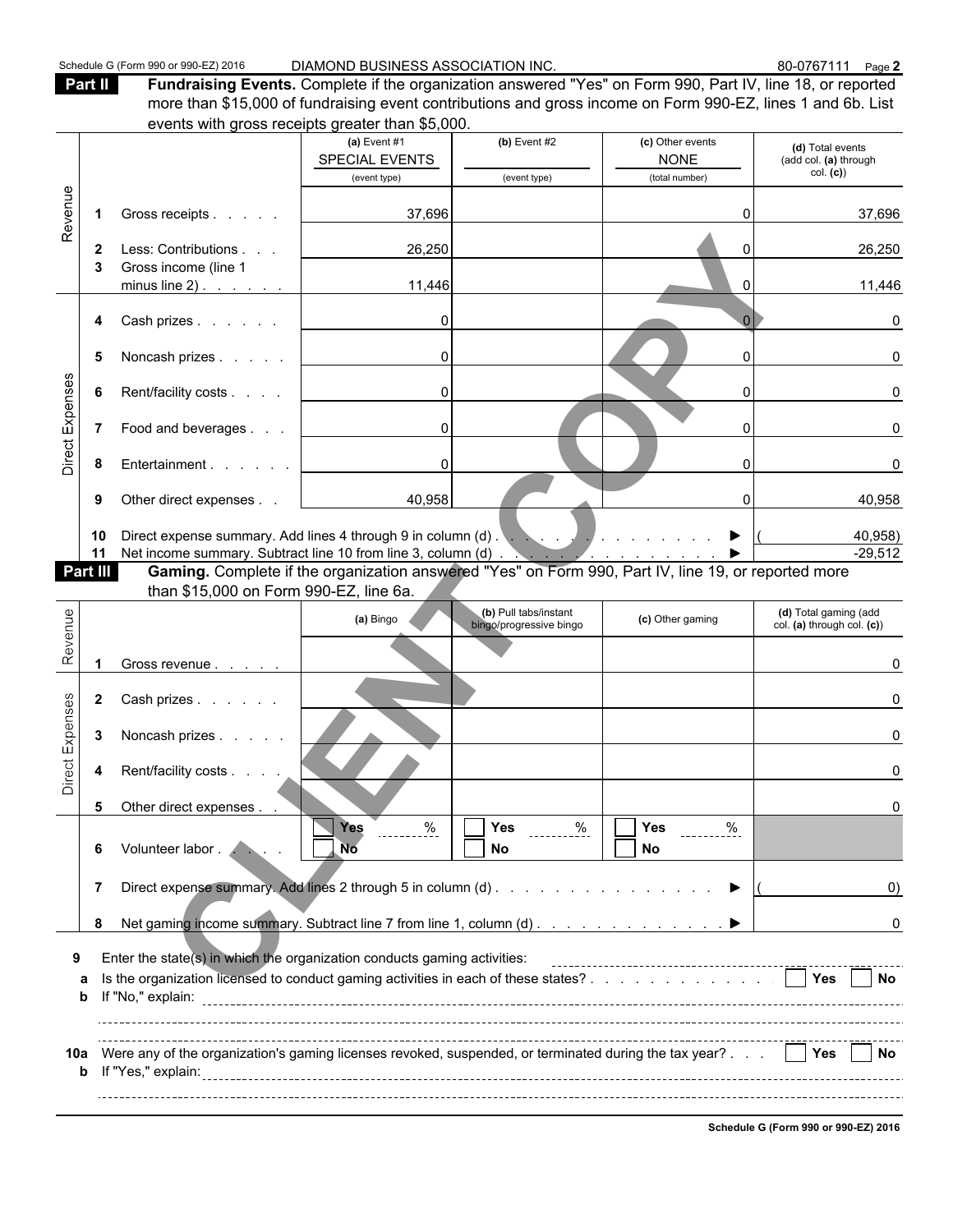Schedule G (Form 990 or 990-EZ) 2016 DIAMOND BUSINESS ASSOCIATION INC. 80-0767111 Page **2**

**Part II** **Fundraising Events.** Complete if the organization answered "Yes" on Form 990, Part IV, line 18, or reported more than $15,000 of fundraising event contributions and gross income on Form 990-EZ, lines 1 and 6b. List events with gross receipts greater than $5,000.

| | | (a) Event #1 SPECIAL EVENTS (event type) | (b) Event #2 (event type) | (c) Other events NONE (total number) | (d) Total events (add col. (a) through col. (c)) |
|---|---|---|---|---|---|
| Revenue | 1 Gross receipts | 37,696 | | 0 | 37,696 |
| | 2 Less: Contributions | 26,250 | | 0 | 26,250 |
| | 3 Gross income (line 1 minus line 2) | 11,446 | | 0 | 11,446 |
| Direct Expenses | 4 Cash prizes | 0 | | 0 | 0 |
| | 5 Noncash prizes | 0 | | 0 | 0 |
| | 6 Rent/facility costs | 0 | | 0 | 0 |
| | 7 Food and beverages | 0 | | 0 | 0 |
| | 8 Entertainment | 0 | | 0 | 0 |
| | 9 Other direct expenses | 40,958 | | 0 | 40,958 |
| | 10 Direct expense summary. Add lines 4 through 9 in column (d) ▶ | | | | (40,958) |
| | 11 Net income summary. Subtract line 10 from line 3, column (d) ▶ | | | | -29,512 |

**Part III** **Gaming.** Complete if the organization answered "Yes" on Form 990, Part IV, line 19, or reported more than $15,000 on Form 990-EZ, line 6a.

| | | (a) Bingo | (b) Pull tabs/instant bingo/progressive bingo | (c) Other gaming | (d) Total gaming (add col. (a) through col. (c)) |
|---|---|---|---|---|---|
| Revenue | 1 Gross revenue | | | | 0 |
| Direct Expenses | 2 Cash prizes | | | | 0 |
| | 3 Noncash prizes | | | | 0 |
| | 4 Rent/facility costs | | | | 0 |
| | 5 Other direct expenses | | | | 0 |
| | 6 Volunteer labor | ☐ Yes ___ % ☐ No | ☐ Yes ___ % ☐ No | ☐ Yes ___ % ☐ No | |
| | 7 Direct expense summary. Add lines 2 through 5 in column (d) ▶ | | | | (0) |
| | 8 Net gaming income summary. Subtract line 7 from line 1, column (d) ▶ | | | | 0 |

**9** Enter the state(s) in which the organization conducts gaming activities: ____________

**a** Is the organization licensed to conduct gaming activities in each of these states? ☐ Yes ☐ No

**b** If "No," explain: ____________

**10a** Were any of the organization's gaming licenses revoked, suspended, or terminated during the tax year? ☐ Yes ☐ No

**b** If "Yes," explain: ____________

Schedule G (Form 990 or 990-EZ) 2016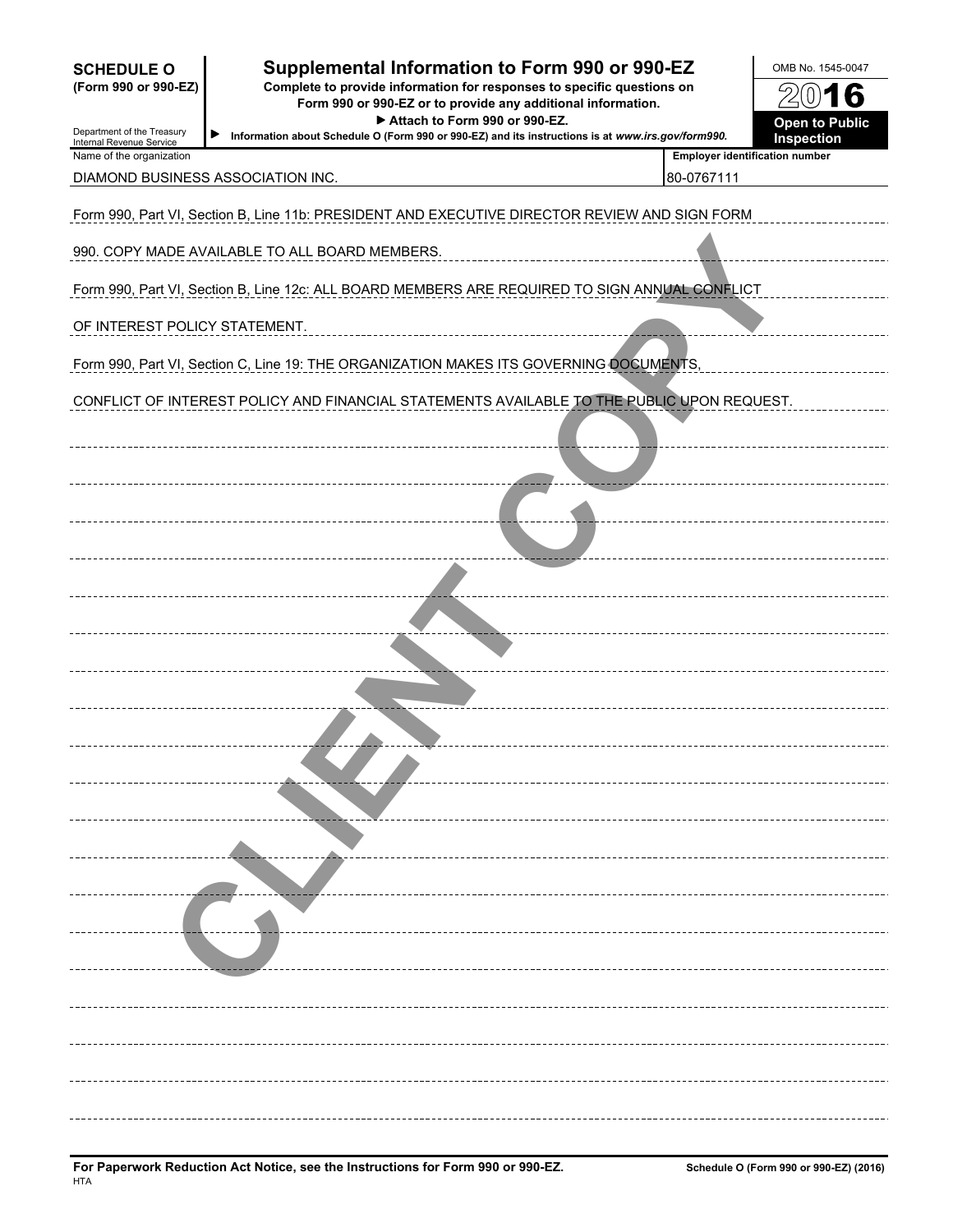**SCHEDULE O**
**(Form 990 or 990-EZ)**

Department of the Treasury
Internal Revenue Service

# Supplemental Information to Form 990 or 990-EZ

**Complete to provide information for responses to specific questions on Form 990 or 990-EZ or to provide any additional information.**

**▶ Attach to Form 990 or 990-EZ.**

**▶ Information about Schedule O (Form 990 or 990-EZ) and its instructions is at *www.irs.gov/form990*.**

OMB No. 1545-0047

**2016**

**Open to Public Inspection**

| Name of the organization | Employer identification number |
|---|---|
| DIAMOND BUSINESS ASSOCIATION INC. | 80-0767111 |

Form 990, Part VI, Section B, Line 11b: PRESIDENT AND EXECUTIVE DIRECTOR REVIEW AND SIGN FORM 990. COPY MADE AVAILABLE TO ALL BOARD MEMBERS.

Form 990, Part VI, Section B, Line 12c: ALL BOARD MEMBERS ARE REQUIRED TO SIGN ANNUAL CONFLICT OF INTEREST POLICY STATEMENT.

Form 990, Part VI, Section C, Line 19: THE ORGANIZATION MAKES ITS GOVERNING DOCUMENTS, CONFLICT OF INTEREST POLICY AND FINANCIAL STATEMENTS AVAILABLE TO THE PUBLIC UPON REQUEST.

CLIENT COPY

**For Paperwork Reduction Act Notice, see the Instructions for Form 990 or 990-EZ.**
HTA

**Schedule O (Form 990 or 990-EZ) (2016)**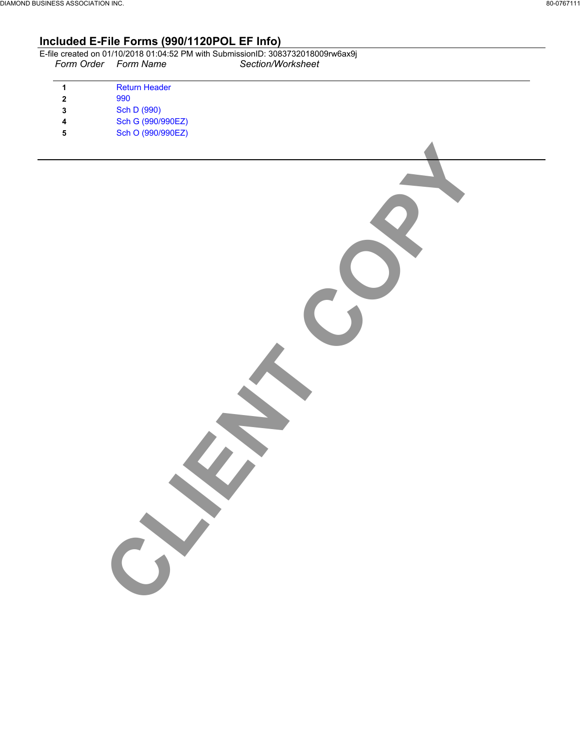## Included E-File Forms (990/1120POL EF Info)

E-file created on 01/10/2018 01:04:52 PM with SubmissionID: 3083732018009rw6ax9j

| *Form Order* | *Form Name* | *Section/Worksheet* |
|---|---|---|
| **1** | Return Header | |
| **2** | 990 | |
| **3** | Sch D (990) | |
| **4** | Sch G (990/990EZ) | |
| **5** | Sch O (990/990EZ) | |

CLIENT COPY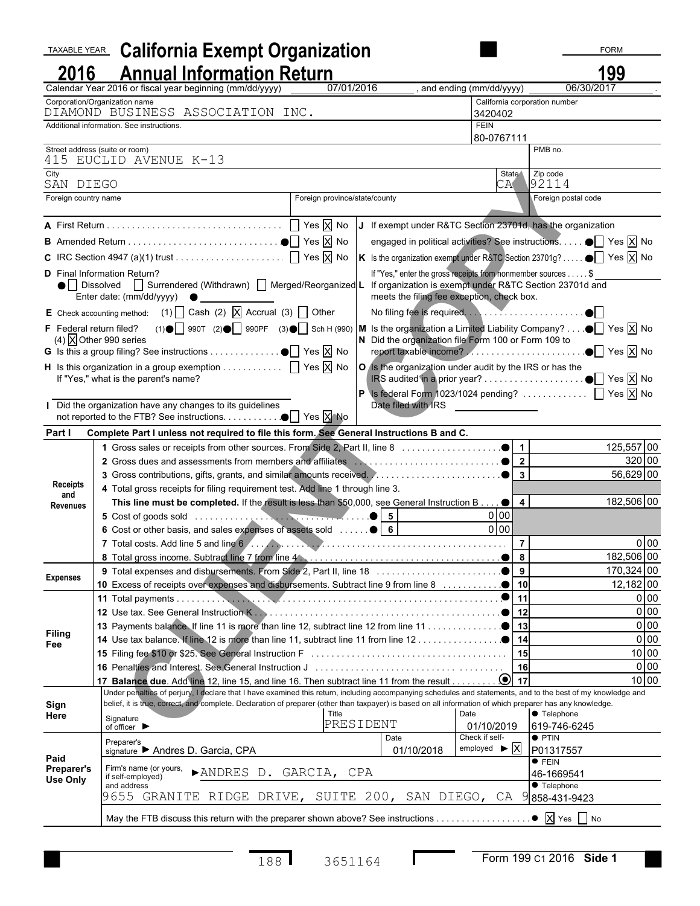TAXABLE YEAR **2016**

# California Exempt Organization Annual Information Return

FORM **199**

Calendar Year 2016 or fiscal year beginning (mm/dd/yyyy) 07/01/2016, and ending (mm/dd/yyyy) 06/30/2017

| Corporation/Organization name | California corporation number |
|---|---|
| DIAMOND BUSINESS ASSOCIATION INC. | 3420402 |
| Additional information. See instructions. | FEIN 80-0767111 |

| Street address (suite or room) | PMB no. |
|---|---|
| 415 EUCLID AVENUE K-13 | |

| City | State | Zip code |
|---|---|---|
| SAN DIEGO | CA | 92114 |

| Foreign country name | Foreign province/state/county | Foreign postal code |
|---|---|---|
| | | |

**A** First Return ☐ Yes ☒ No

**B** Amended Return ☐ Yes ☒ No

**C** IRC Section 4947 (a)(1) trust ☐ Yes ☒ No

**D** Final Information Return?
☐ Dissolved ☐ Surrendered (Withdrawn) ☐ Merged/Reorganized
Enter date: (mm/dd/yyyy)

**E** Check accounting method: (1) ☐ Cash (2) ☒ Accrual (3) ☐ Other

**F** Federal return filed? (1) ☐ 990T (2) ☐ 990PF (3) ☐ Sch H (990) (4) ☒ Other 990 series

**G** Is this a group filing? See instructions ☐ Yes ☒ No

**H** Is this organization in a group exemption ☐ Yes ☒ No
If "Yes," what is the parent's name?

**I** Did the organization have any changes to its guidelines not reported to the FTB? See instructions. ☐ Yes ☒ No

**J** If exempt under R&TC Section 23701d, has the organization engaged in political activities? See instructions. ☐ Yes ☒ No

**K** Is the organization exempt under R&TC Section 23701g? ☐ Yes ☒ No
If "Yes," enter the gross receipts from nonmember sources . . . . . $

**L** If organization is exempt under R&TC Section 23701d and meets the filing fee exception, check box.
No filing fee is required ☐

**M** Is the organization a Limited Liability Company? ☐ Yes ☒ No

**N** Did the organization file Form 100 or Form 109 to report taxable income? ☐ Yes ☒ No

**O** Is the organization under audit by the IRS or has the IRS audited in a prior year? ☐ Yes ☒ No

**P** Is federal Form 1023/1024 pending? ☐ Yes ☒ No
Date filed with IRS

## Part I Complete Part I unless not required to file this form. See General Instructions B and C.

| Section | Line | Description | Sub-amount | Line no. | Amount |
|---|---|---|---|---|---|
| Receipts and Revenues | 1 | Gross sales or receipts from other sources. From Side 2, Part II, line 8 | | 1 | 125,557 00 |
| | 2 | Gross dues and assessments from members and affiliates | | 2 | 320 00 |
| | 3 | Gross contributions, gifts, grants, and similar amounts received | | 3 | 56,629 00 |
| | 4 | Total gross receipts for filing requirement test. Add line 1 through line 3. **This line must be completed.** If the result is less than $50,000, see General Instruction B | | 4 | 182,506 00 |
| | 5 | Cost of goods sold | 5: 0 00 | | |
| | 6 | Cost or other basis, and sales expenses of assets sold | 6: 0 00 | | |
| | 7 | Total costs. Add line 5 and line 6 | | 7 | 0 00 |
| | 8 | Total gross income. Subtract line 7 from line 4 | | 8 | 182,506 00 |
| Expenses | 9 | Total expenses and disbursements. From Side 2, Part II, line 18 | | 9 | 170,324 00 |
| | 10 | Excess of receipts over expenses and disbursements. Subtract line 9 from line 8 | | 10 | 12,182 00 |
| Filing Fee | 11 | Total payments | | 11 | 0 00 |
| | 12 | Use tax. See General Instruction K | | 12 | 0 00 |
| | 13 | Payments balance. If line 11 is more than line 12, subtract line 12 from line 11 | | 13 | 0 00 |
| | 14 | Use tax balance. If line 12 is more than line 11, subtract line 11 from line 12 | | 14 | 0 00 |
| | 15 | Filing fee $10 or $25. See General Instruction F | | 15 | 10 00 |
| | 16 | Penalties and Interest. See General Instruction J | | 16 | 0 00 |
| | 17 | **Balance due**. Add line 12, line 15, and line 16. Then subtract line 11 from the result | | 17 | 10 00 |

**Sign Here**

Under penalties of perjury, I declare that I have examined this return, including accompanying schedules and statements, and to the best of my knowledge and belief, it is true, correct, and complete. Declaration of preparer (other than taxpayer) is based on all information of which preparer has any knowledge.

| Signature of officer | Title | Date | Telephone |
|---|---|---|---|
| | PRESIDENT | 01/10/2019 | 619-746-6245 |

**Paid Preparer's Use Only**

| Preparer's signature | Date | Check if self-employed | PTIN |
|---|---|---|---|
| Andres D. Garcia, CPA | 01/10/2018 | ☒ | P01317557 |

| Firm's name (or yours, if self-employed) and address | FEIN | Telephone |
|---|---|---|
| ANDRES D. GARCIA, CPA<br>9655 GRANITE RIDGE DRIVE, SUITE 200, SAN DIEGO, CA 9 | 46-1669541 | 858-431-9423 |

May the FTB discuss this return with the preparer shown above? See instructions ☒ Yes ☐ No

CLIENT COPY

188 3651164 Form 199 C1 2016 Side 1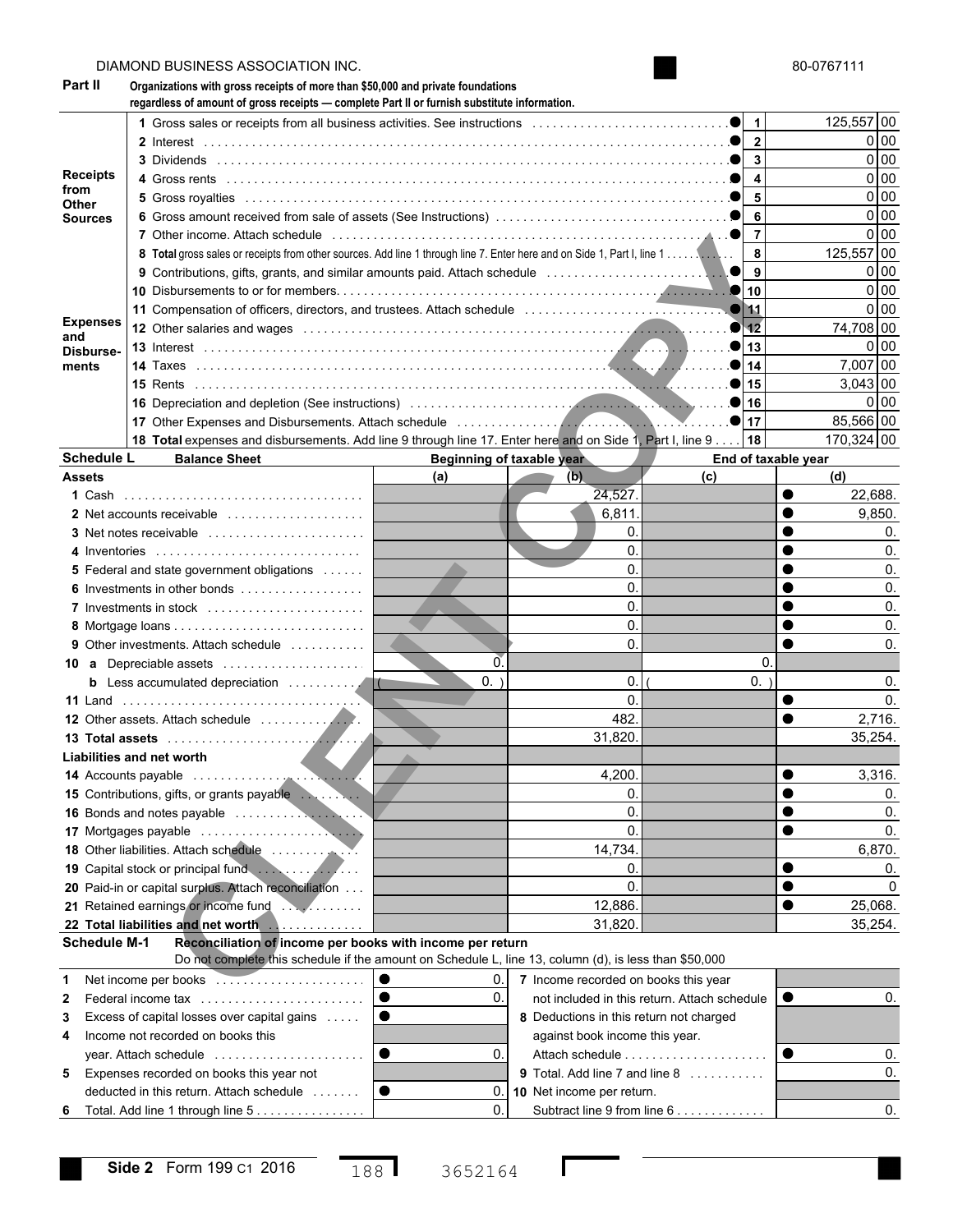DIAMOND BUSINESS ASSOCIATION INC. 80-0767111

## Part II

**Organizations with gross receipts of more than $50,000 and private foundations regardless of amount of gross receipts — complete Part II or furnish substitute information.**

| | | Line | Amount |
|---|---|---|---|
| **Receipts from Other Sources** | 1 Gross sales or receipts from all business activities. See instructions | 1 | 125,557 00 |
| | 2 Interest | 2 | 0 00 |
| | 3 Dividends | 3 | 0 00 |
| | 4 Gross rents | 4 | 0 00 |
| | 5 Gross royalties | 5 | 0 00 |
| | 6 Gross amount received from sale of assets (See Instructions) | 6 | 0 00 |
| | 7 Other income. Attach schedule | 7 | 0 00 |
| | 8 **Total** gross sales or receipts from other sources. Add line 1 through line 7. Enter here and on Side 1, Part I, line 1 | 8 | 125,557 00 |
| **Expenses and Disbursements** | 9 Contributions, gifts, grants, and similar amounts paid. Attach schedule | 9 | 0 00 |
| | 10 Disbursements to or for members | 10 | 0 00 |
| | 11 Compensation of officers, directors, and trustees. Attach schedule | 11 | 0 00 |
| | 12 Other salaries and wages | 12 | 74,708 00 |
| | 13 Interest | 13 | 0 00 |
| | 14 Taxes | 14 | 7,007 00 |
| | 15 Rents | 15 | 3,043 00 |
| | 16 Depreciation and depletion (See instructions) | 16 | 0 00 |
| | 17 Other Expenses and Disbursements. Attach schedule | 17 | 85,566 00 |
| | 18 **Total** expenses and disbursements. Add line 9 through line 17. Enter here and on Side 1, Part I, line 9 | 18 | 170,324 00 |

## Schedule L Balance Sheet

| | Beginning of taxable year | | End of taxable year | |
|---|---|---|---|---|
| **Assets** | (a) | (b) | (c) | (d) |
| 1 Cash | | 24,527. | | 22,688. |
| 2 Net accounts receivable | | 6,811. | | 9,850. |
| 3 Net notes receivable | | 0. | | 0. |
| 4 Inventories | | 0. | | 0. |
| 5 Federal and state government obligations | | 0. | | 0. |
| 6 Investments in other bonds | | 0. | | 0. |
| 7 Investments in stock | | 0. | | 0. |
| 8 Mortgage loans | | 0. | | 0. |
| 9 Other investments. Attach schedule | | 0. | | 0. |
| 10 a Depreciable assets | 0. | | 0. | |
| b Less accumulated depreciation | ( 0. ) | 0. | ( 0. ) | 0. |
| 11 Land | | 0. | | 0. |
| 12 Other assets. Attach schedule | | 482. | | 2,716. |
| 13 **Total assets** | | 31,820. | | 35,254. |
| **Liabilities and net worth** | | | | |
| 14 Accounts payable | | 4,200. | | 3,316. |
| 15 Contributions, gifts, or grants payable | | 0. | | 0. |
| 16 Bonds and notes payable | | 0. | | 0. |
| 17 Mortgages payable | | 0. | | 0. |
| 18 Other liabilities. Attach schedule | | 14,734. | | 6,870. |
| 19 Capital stock or principal fund | | 0. | | 0. |
| 20 Paid-in or capital surplus. Attach reconciliation | | 0. | | 0 |
| 21 Retained earnings or income fund | | 12,886. | | 25,068. |
| 22 **Total liabilities and net worth** | | 31,820. | | 35,254. |

## Schedule M-1 Reconciliation of income per books with income per return

Do not complete this schedule if the amount on Schedule L, line 13, column (d), is less than $50,000

| | | | |
|---|---|---|---|
| 1 Net income per books | 0. | 7 Income recorded on books this year not included in this return. Attach schedule | 0. |
| 2 Federal income tax | 0. | 8 Deductions in this return not charged against book income this year. Attach schedule | 0. |
| 3 Excess of capital losses over capital gains | | 9 Total. Add line 7 and line 8 | 0. |
| 4 Income not recorded on books this year. Attach schedule | 0. | 10 Net income per return. Subtract line 9 from line 6 | 0. |
| 5 Expenses recorded on books this year not deducted in this return. Attach schedule | 0. | | |
| 6 Total. Add line 1 through line 5 | 0. | | |

CLIENT COPY

**Side 2** Form 199 C1 2016 188 3652164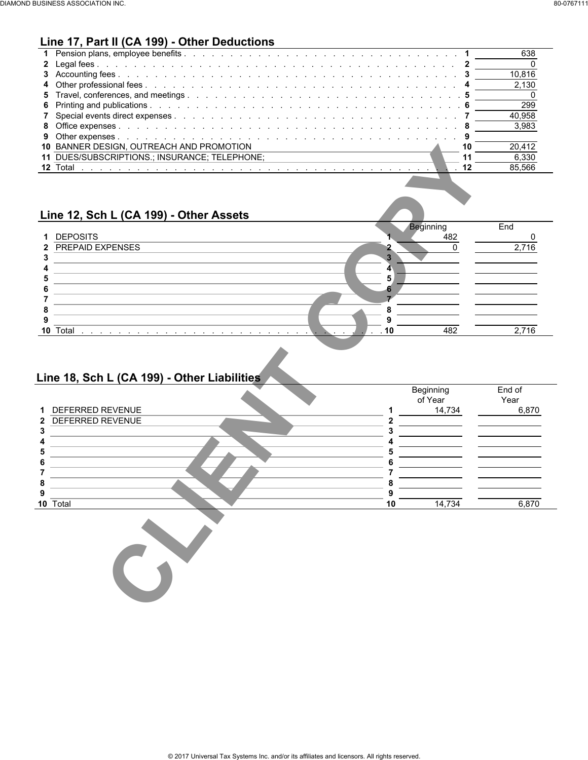## Line 17, Part II (CA 199) - Other Deductions

| | Description | Line | Amount |
|---|---|---|---|
| 1 | Pension plans, employee benefits | 1 | 638 |
| 2 | Legal fees | 2 | 0 |
| 3 | Accounting fees | 3 | 10,816 |
| 4 | Other professional fees | 4 | 2,130 |
| 5 | Travel, conferences, and meetings | 5 | 0 |
| 6 | Printing and publications | 6 | 299 |
| 7 | Special events direct expenses | 7 | 40,958 |
| 8 | Office expenses | 8 | 3,983 |
| 9 | Other expenses | 9 | |
| 10 | BANNER DESIGN, OUTREACH AND PROMOTION | 10 | 20,412 |
| 11 | DUES/SUBSCRIPTIONS.; INSURANCE; TELEPHONE; | 11 | 6,330 |
| 12 | Total | 12 | 85,566 |

## Line 12, Sch L (CA 199) - Other Assets

| | Description | Line | Beginning | End |
|---|---|---|---|---|
| 1 | DEPOSITS | 1 | 482 | 0 |
| 2 | PREPAID EXPENSES | 2 | 0 | 2,716 |
| 3 | | 3 | | |
| 4 | | 4 | | |
| 5 | | 5 | | |
| 6 | | 6 | | |
| 7 | | 7 | | |
| 8 | | 8 | | |
| 9 | | 9 | | |
| 10 | Total | 10 | 482 | 2,716 |

## Line 18, Sch L (CA 199) - Other Liabilities

| | Description | Line | Beginning of Year | End of Year |
|---|---|---|---|---|
| 1 | DEFERRED REVENUE | 1 | 14,734 | 6,870 |
| 2 | DEFERRED REVENUE | 2 | | |
| 3 | | 3 | | |
| 4 | | 4 | | |
| 5 | | 5 | | |
| 6 | | 6 | | |
| 7 | | 7 | | |
| 8 | | 8 | | |
| 9 | | 9 | | |
| 10 | Total | 10 | 14,734 | 6,870 |

CLIENT COPY

© 2017 Universal Tax Systems Inc. and/or its affiliates and licensors. All rights reserved.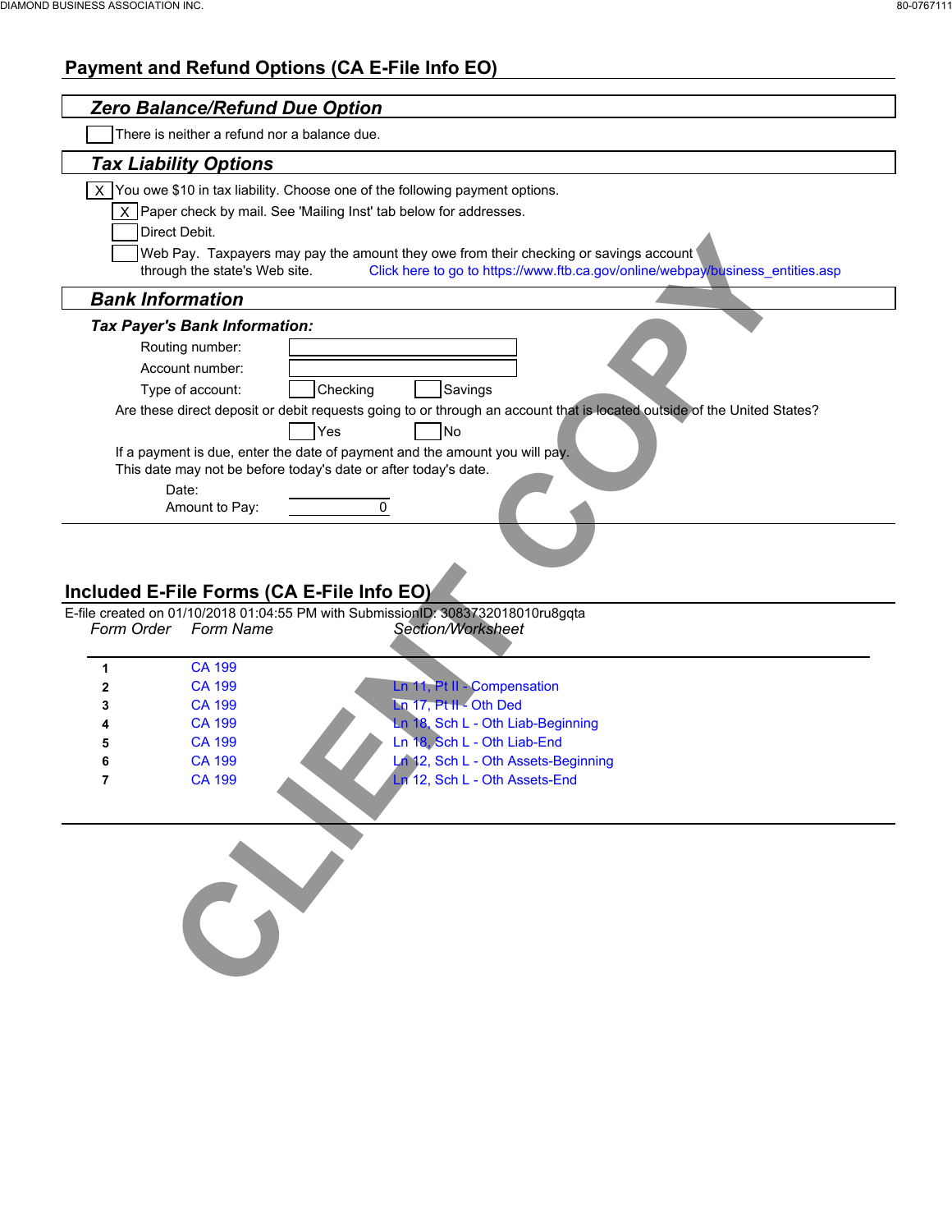## Payment and Refund Options (CA E-File Info EO)

### *Zero Balance/Refund Due Option*

[ ] There is neither a refund nor a balance due.

### *Tax Liability Options*

[X] You owe $10 in tax liability. Choose one of the following payment options.

- [X] Paper check by mail. See 'Mailing Inst' tab below for addresses.
- [ ] Direct Debit.
- [ ] Web Pay. Taxpayers may pay the amount they owe from their checking or savings account through the state's Web site. Click here to go to https://www.ftb.ca.gov/online/webpay/business_entities.asp

### *Bank Information*

***Tax Payer's Bank Information:***

Routing number:

Account number:

Type of account: [ ] Checking [ ] Savings

Are these direct deposit or debit requests going to or through an account that is located outside of the United States?

[ ] Yes [ ] No

If a payment is due, enter the date of payment and the amount you will pay.
This date may not be before today's date or after today's date.

Date:

Amount to Pay: 0

## Included E-File Forms (CA E-File Info EO)

E-file created on 01/10/2018 01:04:55 PM with SubmissionID: 3083732018010ru8gqta

| *Form Order* | *Form Name* | *Section/Worksheet* |
|---|---|---|
| 1 | CA 199 | |
| 2 | CA 199 | Ln 11, Pt II - Compensation |
| 3 | CA 199 | Ln 17, Pt II - Oth Ded |
| 4 | CA 199 | Ln 18, Sch L - Oth Liab-Beginning |
| 5 | CA 199 | Ln 18, Sch L - Oth Liab-End |
| 6 | CA 199 | Ln 12, Sch L - Oth Assets-Beginning |
| 7 | CA 199 | Ln 12, Sch L - Oth Assets-End |

CLIENT COPY